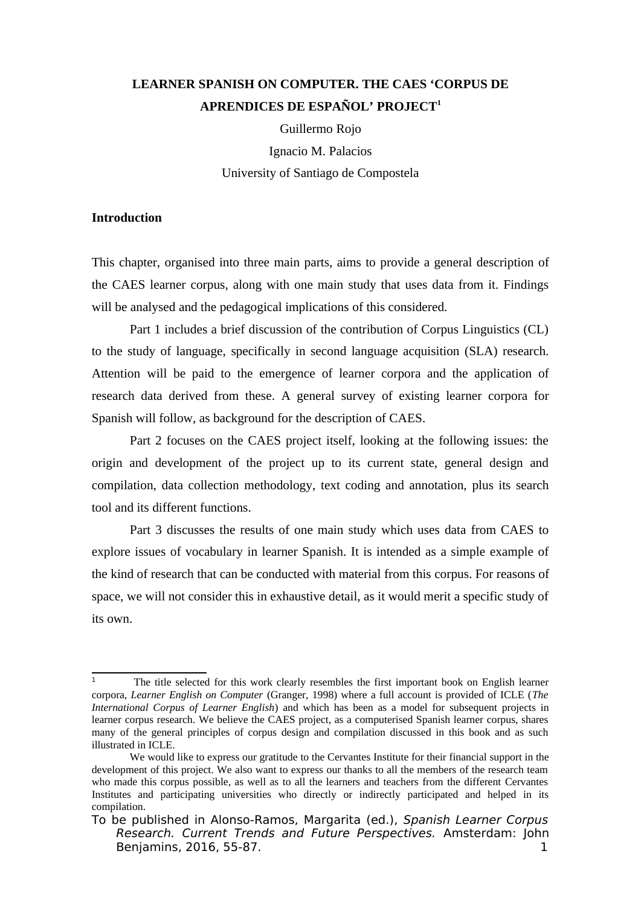# LEARNER SPANISH ON COMPUTER. THE CAES 'CORPUS DE APRENDICES DE ESPAÑOL' PROJECT[1]

Guillermo Rojo

Ignacio M. Palacios

University of Santiago de Compostela

## Introduction

This chapter, organised into three main parts, aims to provide a general description of the CAES learner corpus, along with one main study that uses data from it. Findings will be analysed and the pedagogical implications of this considered.

Part 1 includes a brief discussion of the contribution of Corpus Linguistics (CL) to the study of language, specifically in second language acquisition (SLA) research. Attention will be paid to the emergence of learner corpora and the application of research data derived from these. A general survey of existing learner corpora for Spanish will follow, as background for the description of CAES.

Part 2 focuses on the CAES project itself, looking at the following issues: the origin and development of the project up to its current state, general design and compilation, data collection methodology, text coding and annotation, plus its search tool and its different functions.

Part 3 discusses the results of one main study which uses data from CAES to explore issues of vocabulary in learner Spanish. It is intended as a simple example of the kind of research that can be conducted with material from this corpus. For reasons of space, we will not consider this in exhaustive detail, as it would merit a specific study of its own.

---

[1] The title selected for this work clearly resembles the first important book on English learner corpora, *Learner English on Computer* (Granger, 1998) where a full account is provided of ICLE (*The International Corpus of Learner English*) and which has been as a model for subsequent projects in learner corpus research. We believe the CAES project, as a computerised Spanish learner corpus, shares many of the general principles of corpus design and compilation discussed in this book and as such illustrated in ICLE.

We would like to express our gratitude to the Cervantes Institute for their financial support in the development of this project. We also want to express our thanks to all the members of the research team who made this corpus possible, as well as to all the learners and teachers from the different Cervantes Institutes and participating universities who directly or indirectly participated and helped in its compilation.

To be published in Alonso-Ramos, Margarita (ed.), *Spanish Learner Corpus Research. Current Trends and Future Perspectives.* Amsterdam: John Benjamins, 2016, 55-87.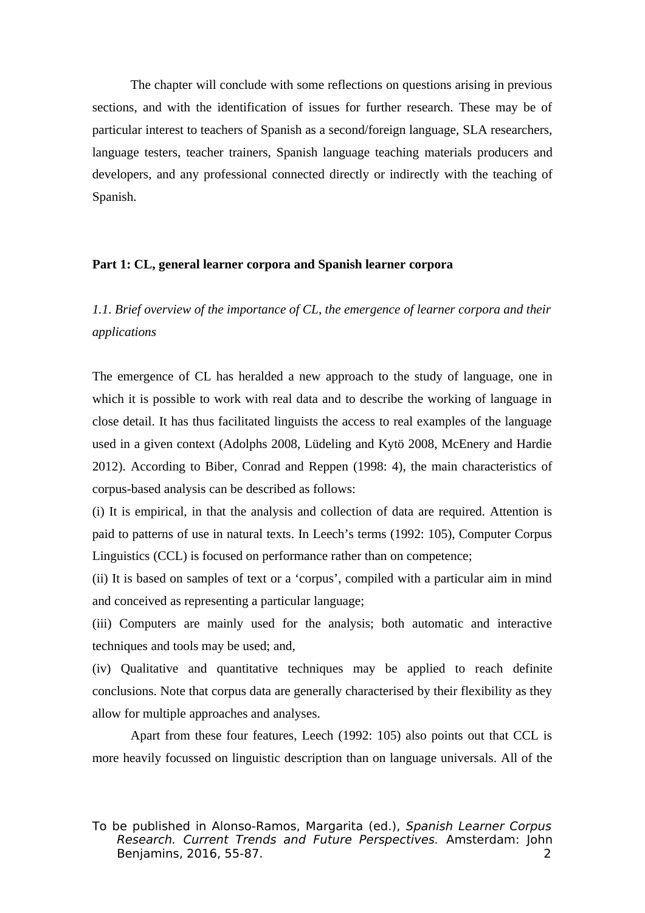The chapter will conclude with some reflections on questions arising in previous sections, and with the identification of issues for further research. These may be of particular interest to teachers of Spanish as a second/foreign language, SLA researchers, language testers, teacher trainers, Spanish language teaching materials producers and developers, and any professional connected directly or indirectly with the teaching of Spanish.

## Part 1: CL, general learner corpora and Spanish learner corpora

### *1.1. Brief overview of the importance of CL, the emergence of learner corpora and their applications*

The emergence of CL has heralded a new approach to the study of language, one in which it is possible to work with real data and to describe the working of language in close detail. It has thus facilitated linguists the access to real examples of the language used in a given context (Adolphs 2008, Lüdeling and Kytö 2008, McEnery and Hardie 2012). According to Biber, Conrad and Reppen (1998: 4), the main characteristics of corpus-based analysis can be described as follows:

(i) It is empirical, in that the analysis and collection of data are required. Attention is paid to patterns of use in natural texts. In Leech's terms (1992: 105), Computer Corpus Linguistics (CCL) is focused on performance rather than on competence;

(ii) It is based on samples of text or a 'corpus', compiled with a particular aim in mind and conceived as representing a particular language;

(iii) Computers are mainly used for the analysis; both automatic and interactive techniques and tools may be used; and,

(iv) Qualitative and quantitative techniques may be applied to reach definite conclusions. Note that corpus data are generally characterised by their flexibility as they allow for multiple approaches and analyses.

Apart from these four features, Leech (1992: 105) also points out that CCL is more heavily focussed on linguistic description than on language universals. All of the

To be published in Alonso-Ramos, Margarita (ed.), *Spanish Learner Corpus Research. Current Trends and Future Perspectives.* Amsterdam: John Benjamins, 2016, 55-87.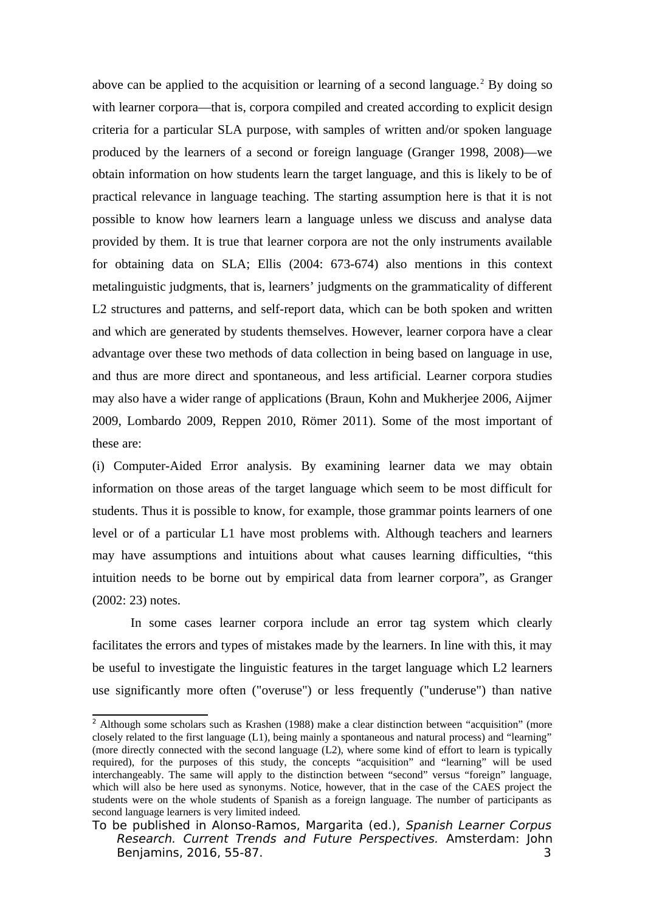above can be applied to the acquisition or learning of a second language.[2] By doing so with learner corpora—that is, corpora compiled and created according to explicit design criteria for a particular SLA purpose, with samples of written and/or spoken language produced by the learners of a second or foreign language (Granger 1998, 2008)—we obtain information on how students learn the target language, and this is likely to be of practical relevance in language teaching. The starting assumption here is that it is not possible to know how learners learn a language unless we discuss and analyse data provided by them. It is true that learner corpora are not the only instruments available for obtaining data on SLA; Ellis (2004: 673-674) also mentions in this context metalinguistic judgments, that is, learners' judgments on the grammaticality of different L2 structures and patterns, and self-report data, which can be both spoken and written and which are generated by students themselves. However, learner corpora have a clear advantage over these two methods of data collection in being based on language in use, and thus are more direct and spontaneous, and less artificial. Learner corpora studies may also have a wider range of applications (Braun, Kohn and Mukherjee 2006, Aijmer 2009, Lombardo 2009, Reppen 2010, Römer 2011). Some of the most important of these are:

(i) Computer-Aided Error analysis. By examining learner data we may obtain information on those areas of the target language which seem to be most difficult for students. Thus it is possible to know, for example, those grammar points learners of one level or of a particular L1 have most problems with. Although teachers and learners may have assumptions and intuitions about what causes learning difficulties, "this intuition needs to be borne out by empirical data from learner corpora", as Granger (2002: 23) notes.

In some cases learner corpora include an error tag system which clearly facilitates the errors and types of mistakes made by the learners. In line with this, it may be useful to investigate the linguistic features in the target language which L2 learners use significantly more often ("overuse") or less frequently ("underuse") than native

[2] Although some scholars such as Krashen (1988) make a clear distinction between "acquisition" (more closely related to the first language (L1), being mainly a spontaneous and natural process) and "learning" (more directly connected with the second language (L2), where some kind of effort to learn is typically required), for the purposes of this study, the concepts "acquisition" and "learning" will be used interchangeably. The same will apply to the distinction between "second" versus "foreign" language, which will also be here used as synonyms. Notice, however, that in the case of the CAES project the students were on the whole students of Spanish as a foreign language. The number of participants as second language learners is very limited indeed.

To be published in Alonso-Ramos, Margarita (ed.), *Spanish Learner Corpus Research. Current Trends and Future Perspectives.* Amsterdam: John Benjamins, 2016, 55-87.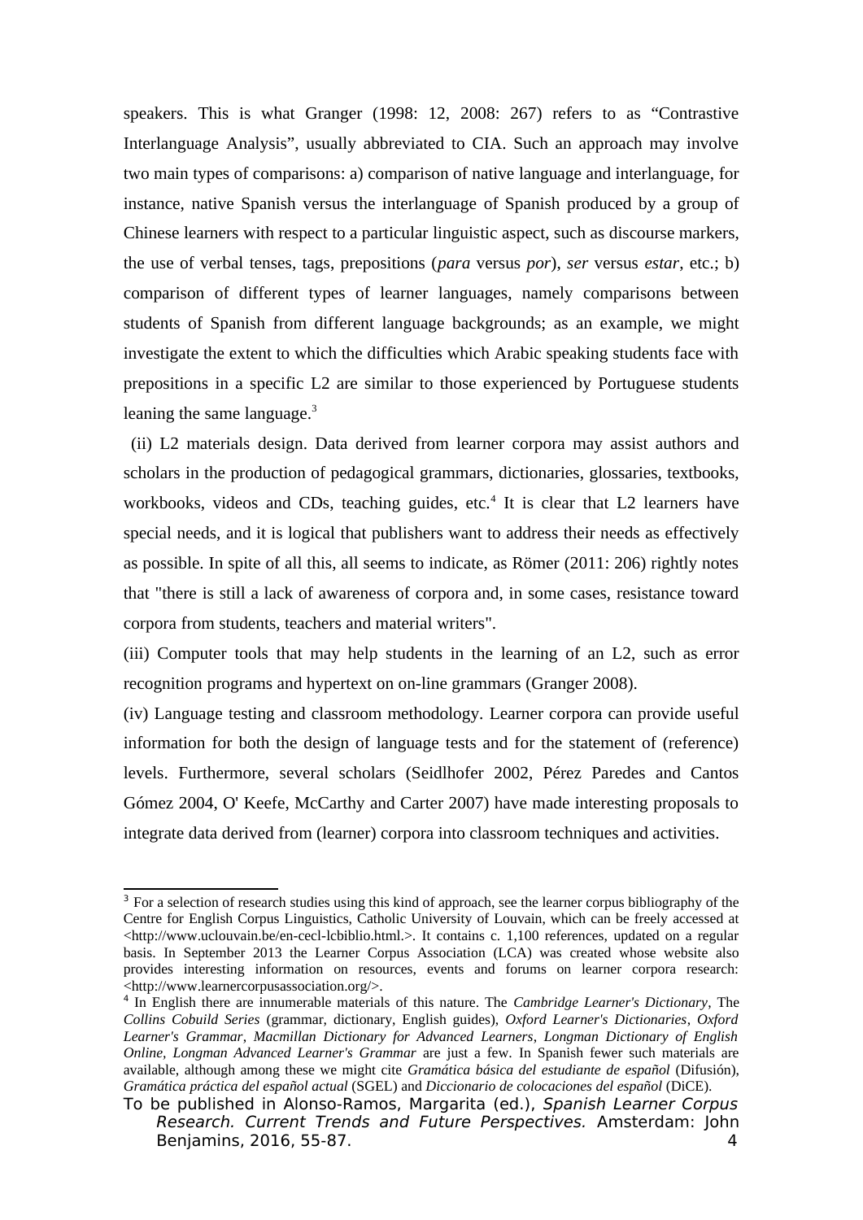speakers. This is what Granger (1998: 12, 2008: 267) refers to as "Contrastive Interlanguage Analysis", usually abbreviated to CIA. Such an approach may involve two main types of comparisons: a) comparison of native language and interlanguage, for instance, native Spanish versus the interlanguage of Spanish produced by a group of Chinese learners with respect to a particular linguistic aspect, such as discourse markers, the use of verbal tenses, tags, prepositions (*para* versus *por*), *ser* versus *estar*, etc.; b) comparison of different types of learner languages, namely comparisons between students of Spanish from different language backgrounds; as an example, we might investigate the extent to which the difficulties which Arabic speaking students face with prepositions in a specific L2 are similar to those experienced by Portuguese students leaning the same language.[3]

(ii) L2 materials design. Data derived from learner corpora may assist authors and scholars in the production of pedagogical grammars, dictionaries, glossaries, textbooks, workbooks, videos and CDs, teaching guides, etc.[4] It is clear that L2 learners have special needs, and it is logical that publishers want to address their needs as effectively as possible. In spite of all this, all seems to indicate, as Römer (2011: 206) rightly notes that "there is still a lack of awareness of corpora and, in some cases, resistance toward corpora from students, teachers and material writers".

(iii) Computer tools that may help students in the learning of an L2, such as error recognition programs and hypertext on on-line grammars (Granger 2008).

(iv) Language testing and classroom methodology. Learner corpora can provide useful information for both the design of language tests and for the statement of (reference) levels. Furthermore, several scholars (Seidlhofer 2002, Pérez Paredes and Cantos Gómez 2004, O' Keefe, McCarthy and Carter 2007) have made interesting proposals to integrate data derived from (learner) corpora into classroom techniques and activities.

---

[3] For a selection of research studies using this kind of approach, see the learner corpus bibliography of the Centre for English Corpus Linguistics, Catholic University of Louvain, which can be freely accessed at <http://www.uclouvain.be/en-cecl-lcbiblio.html.>. It contains c. 1,100 references, updated on a regular basis. In September 2013 the Learner Corpus Association (LCA) was created whose website also provides interesting information on resources, events and forums on learner corpora research: <http://www.learnercorpusassociation.org/>.

[4] In English there are innumerable materials of this nature. The *Cambridge Learner's Dictionary*, The *Collins Cobuild Series* (grammar, dictionary, English guides), *Oxford Learner's Dictionaries*, *Oxford Learner's Grammar*, *Macmillan Dictionary for Advanced Learners*, *Longman Dictionary of English Online, Longman Advanced Learner's Grammar* are just a few. In Spanish fewer such materials are available, although among these we might cite *Gramática básica del estudiante de español* (Difusión), *Gramática práctica del español actual* (SGEL) and *Diccionario de colocaciones del español* (DiCE).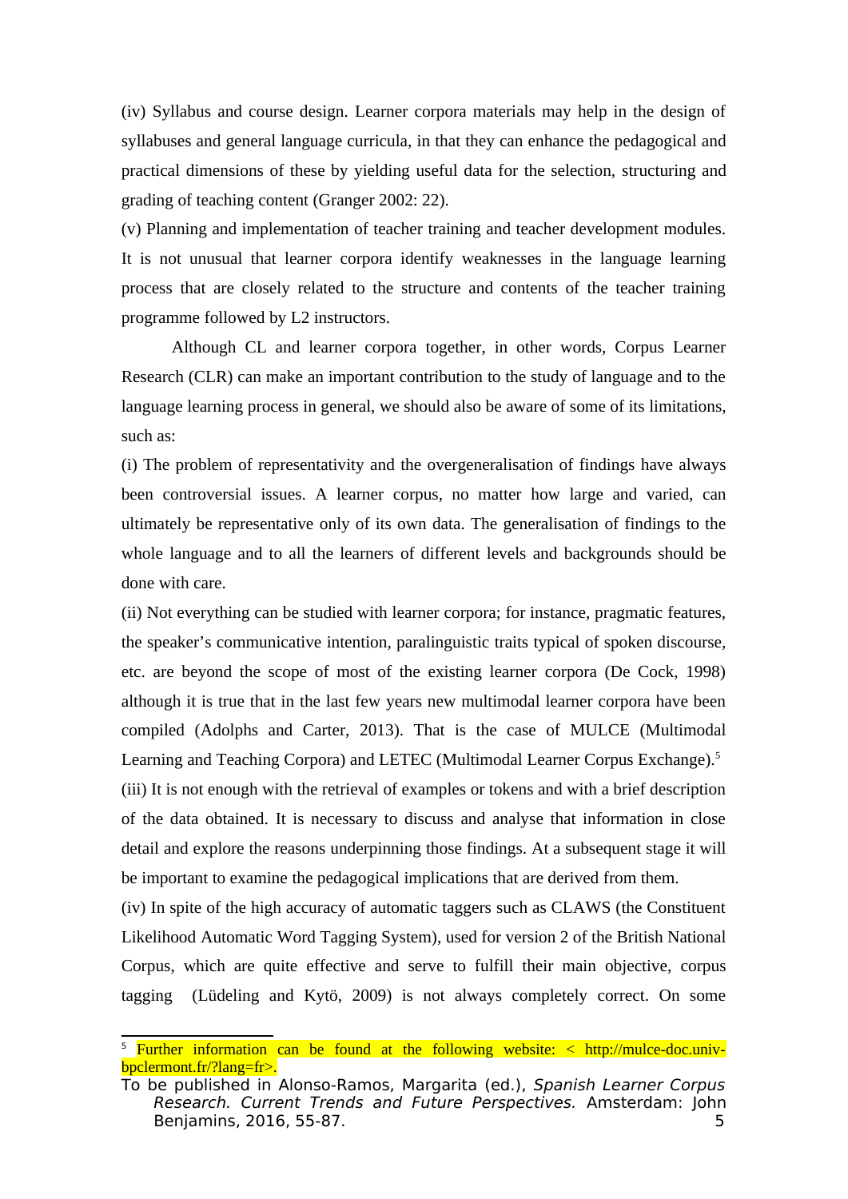(iv) Syllabus and course design. Learner corpora materials may help in the design of syllabuses and general language curricula, in that they can enhance the pedagogical and practical dimensions of these by yielding useful data for the selection, structuring and grading of teaching content (Granger 2002: 22).

(v) Planning and implementation of teacher training and teacher development modules. It is not unusual that learner corpora identify weaknesses in the language learning process that are closely related to the structure and contents of the teacher training programme followed by L2 instructors.

Although CL and learner corpora together, in other words, Corpus Learner Research (CLR) can make an important contribution to the study of language and to the language learning process in general, we should also be aware of some of its limitations, such as:

(i) The problem of representativity and the overgeneralisation of findings have always been controversial issues. A learner corpus, no matter how large and varied, can ultimately be representative only of its own data. The generalisation of findings to the whole language and to all the learners of different levels and backgrounds should be done with care.

(ii) Not everything can be studied with learner corpora; for instance, pragmatic features, the speaker's communicative intention, paralinguistic traits typical of spoken discourse, etc. are beyond the scope of most of the existing learner corpora (De Cock, 1998) although it is true that in the last few years new multimodal learner corpora have been compiled (Adolphs and Carter, 2013). That is the case of MULCE (Multimodal Learning and Teaching Corpora) and LETEC (Multimodal Learner Corpus Exchange).[5]

(iii) It is not enough with the retrieval of examples or tokens and with a brief description of the data obtained. It is necessary to discuss and analyse that information in close detail and explore the reasons underpinning those findings. At a subsequent stage it will be important to examine the pedagogical implications that are derived from them.

(iv) In spite of the high accuracy of automatic taggers such as CLAWS (the Constituent Likelihood Automatic Word Tagging System), used for version 2 of the British National Corpus, which are quite effective and serve to fulfill their main objective, corpus tagging (Lüdeling and Kytö, 2009) is not always completely correct. On some

[5] Further information can be found at the following website: < http://mulce-doc.univ-bpclermont.fr/?lang=fr>.

To be published in Alonso-Ramos, Margarita (ed.), *Spanish Learner Corpus Research. Current Trends and Future Perspectives.* Amsterdam: John Benjamins, 2016, 55-87.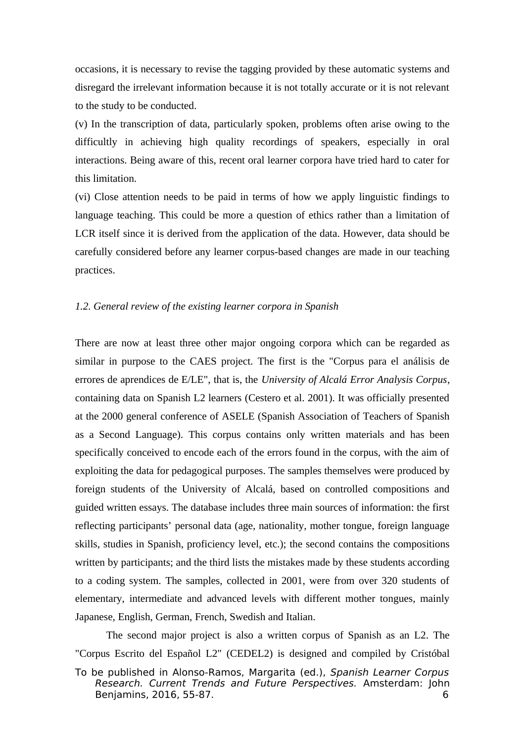occasions, it is necessary to revise the tagging provided by these automatic systems and disregard the irrelevant information because it is not totally accurate or it is not relevant to the study to be conducted.

(v) In the transcription of data, particularly spoken, problems often arise owing to the difficultly in achieving high quality recordings of speakers, especially in oral interactions. Being aware of this, recent oral learner corpora have tried hard to cater for this limitation.

(vi) Close attention needs to be paid in terms of how we apply linguistic findings to language teaching. This could be more a question of ethics rather than a limitation of LCR itself since it is derived from the application of the data. However, data should be carefully considered before any learner corpus-based changes are made in our teaching practices.

### *1.2. General review of the existing learner corpora in Spanish*

There are now at least three other major ongoing corpora which can be regarded as similar in purpose to the CAES project. The first is the "Corpus para el análisis de errores de aprendices de E/LE", that is, the *University of Alcalá Error Analysis Corpus*, containing data on Spanish L2 learners (Cestero et al. 2001). It was officially presented at the 2000 general conference of ASELE (Spanish Association of Teachers of Spanish as a Second Language). This corpus contains only written materials and has been specifically conceived to encode each of the errors found in the corpus, with the aim of exploiting the data for pedagogical purposes. The samples themselves were produced by foreign students of the University of Alcalá, based on controlled compositions and guided written essays. The database includes three main sources of information: the first reflecting participants' personal data (age, nationality, mother tongue, foreign language skills, studies in Spanish, proficiency level, etc.); the second contains the compositions written by participants; and the third lists the mistakes made by these students according to a coding system. The samples, collected in 2001, were from over 320 students of elementary, intermediate and advanced levels with different mother tongues, mainly Japanese, English, German, French, Swedish and Italian.

The second major project is also a written corpus of Spanish as an L2. The "Corpus Escrito del Español L2" (CEDEL2) is designed and compiled by Cristóbal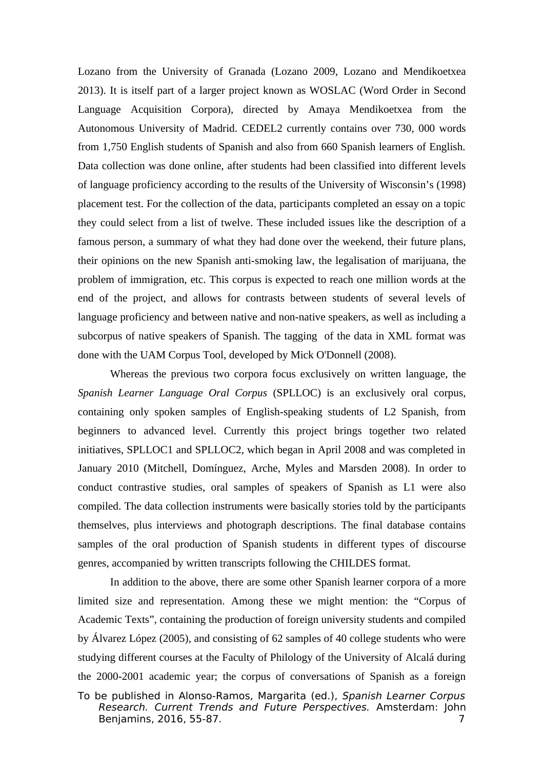Lozano from the University of Granada (Lozano 2009, Lozano and Mendikoetxea 2013). It is itself part of a larger project known as WOSLAC (Word Order in Second Language Acquisition Corpora), directed by Amaya Mendikoetxea from the Autonomous University of Madrid. CEDEL2 currently contains over 730, 000 words from 1,750 English students of Spanish and also from 660 Spanish learners of English. Data collection was done online, after students had been classified into different levels of language proficiency according to the results of the University of Wisconsin's (1998) placement test. For the collection of the data, participants completed an essay on a topic they could select from a list of twelve. These included issues like the description of a famous person, a summary of what they had done over the weekend, their future plans, their opinions on the new Spanish anti-smoking law, the legalisation of marijuana, the problem of immigration, etc. This corpus is expected to reach one million words at the end of the project, and allows for contrasts between students of several levels of language proficiency and between native and non-native speakers, as well as including a subcorpus of native speakers of Spanish. The tagging of the data in XML format was done with the UAM Corpus Tool, developed by Mick O'Donnell (2008).

Whereas the previous two corpora focus exclusively on written language, the *Spanish Learner Language Oral Corpus* (SPLLOC) is an exclusively oral corpus, containing only spoken samples of English-speaking students of L2 Spanish, from beginners to advanced level. Currently this project brings together two related initiatives, SPLLOC1 and SPLLOC2, which began in April 2008 and was completed in January 2010 (Mitchell, Domínguez, Arche, Myles and Marsden 2008). In order to conduct contrastive studies, oral samples of speakers of Spanish as L1 were also compiled. The data collection instruments were basically stories told by the participants themselves, plus interviews and photograph descriptions. The final database contains samples of the oral production of Spanish students in different types of discourse genres, accompanied by written transcripts following the CHILDES format.

In addition to the above, there are some other Spanish learner corpora of a more limited size and representation. Among these we might mention: the "Corpus of Academic Texts", containing the production of foreign university students and compiled by Álvarez López (2005), and consisting of 62 samples of 40 college students who were studying different courses at the Faculty of Philology of the University of Alcalá during the 2000-2001 academic year; the corpus of conversations of Spanish as a foreign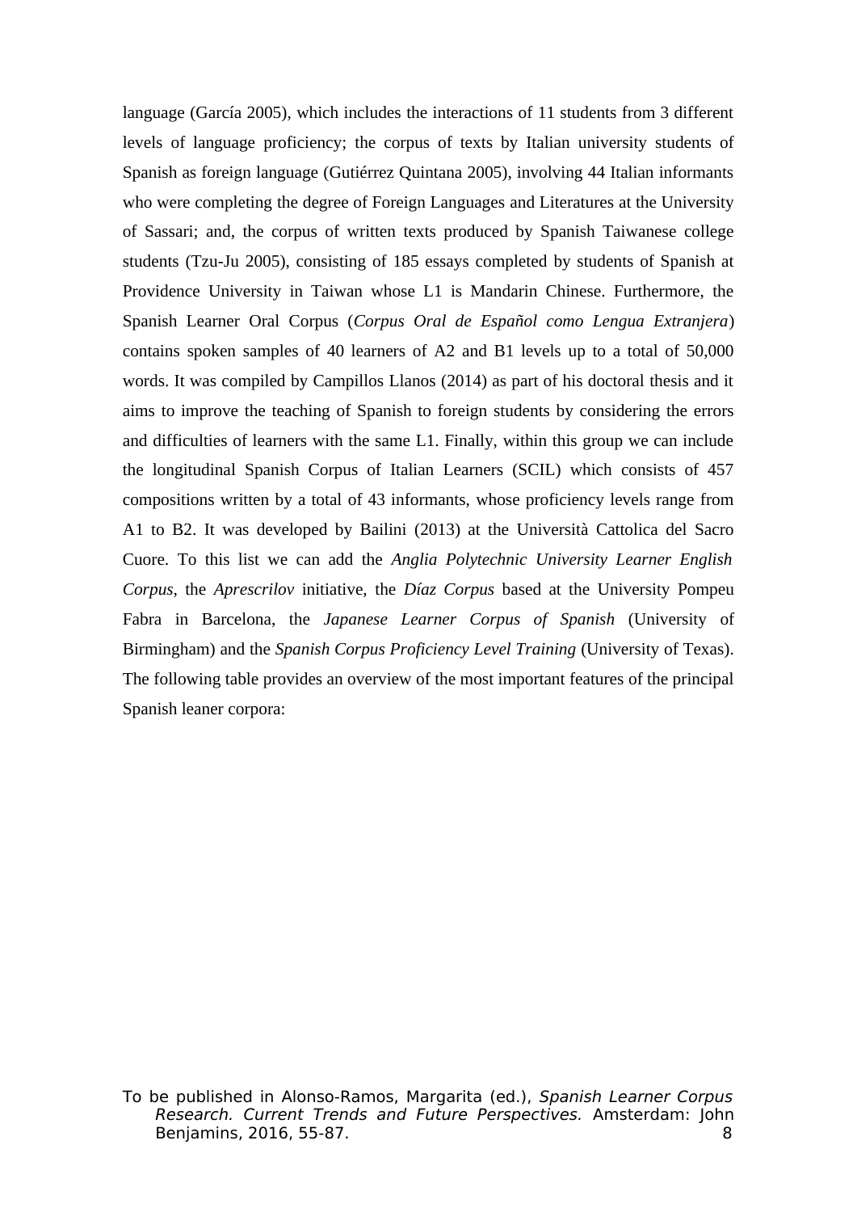language (García 2005), which includes the interactions of 11 students from 3 different levels of language proficiency; the corpus of texts by Italian university students of Spanish as foreign language (Gutiérrez Quintana 2005), involving 44 Italian informants who were completing the degree of Foreign Languages and Literatures at the University of Sassari; and, the corpus of written texts produced by Spanish Taiwanese college students (Tzu-Ju 2005), consisting of 185 essays completed by students of Spanish at Providence University in Taiwan whose L1 is Mandarin Chinese. Furthermore, the Spanish Learner Oral Corpus (*Corpus Oral de Español como Lengua Extranjera*) contains spoken samples of 40 learners of A2 and B1 levels up to a total of 50,000 words. It was compiled by Campillos Llanos (2014) as part of his doctoral thesis and it aims to improve the teaching of Spanish to foreign students by considering the errors and difficulties of learners with the same L1. Finally, within this group we can include the longitudinal Spanish Corpus of Italian Learners (SCIL) which consists of 457 compositions written by a total of 43 informants, whose proficiency levels range from A1 to B2. It was developed by Bailini (2013) at the Università Cattolica del Sacro Cuore. To this list we can add the *Anglia Polytechnic University Learner English Corpus*, the *Aprescrilov* initiative, the *Díaz Corpus* based at the University Pompeu Fabra in Barcelona, the *Japanese Learner Corpus of Spanish* (University of Birmingham) and the *Spanish Corpus Proficiency Level Training* (University of Texas). The following table provides an overview of the most important features of the principal Spanish leaner corpora:

To be published in Alonso-Ramos, Margarita (ed.), *Spanish Learner Corpus Research. Current Trends and Future Perspectives.* Amsterdam: John Benjamins, 2016, 55-87.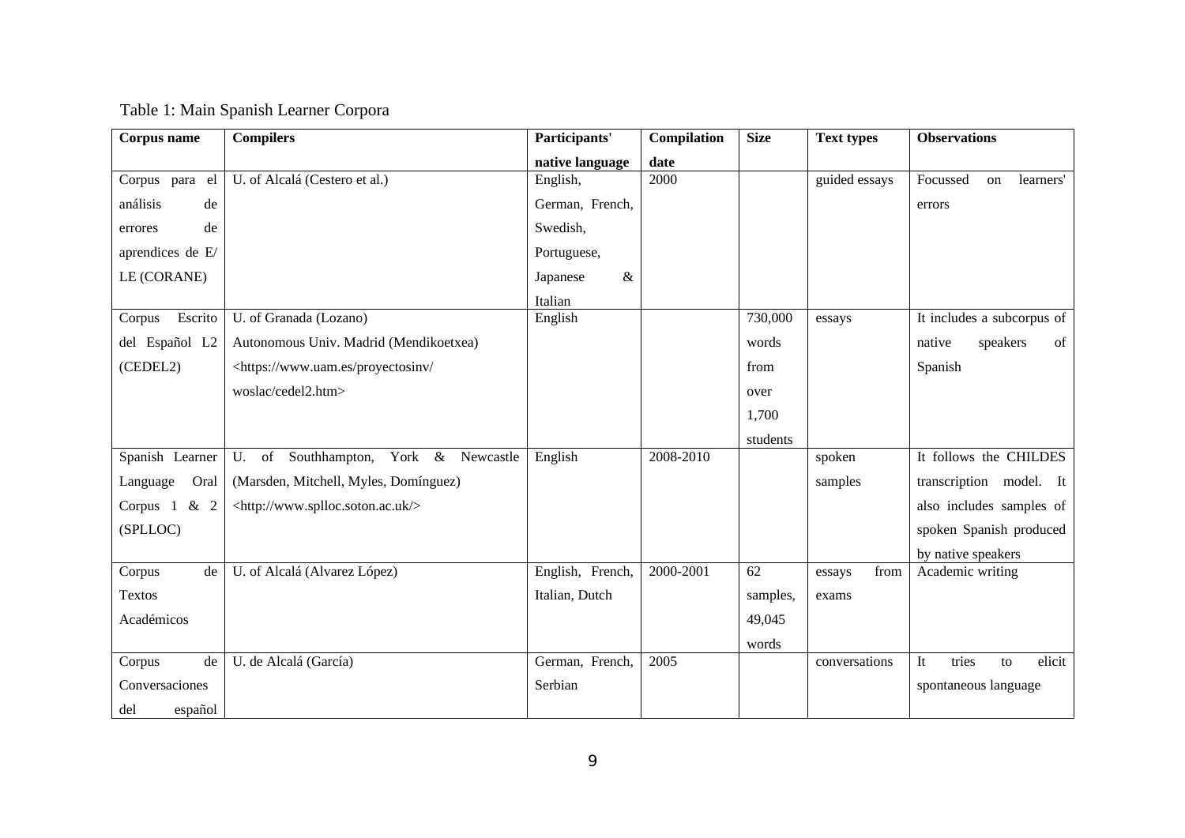Table 1: Main Spanish Learner Corpora

| Corpus name | Compilers | Participants' native language | Compilation date | Size | Text types | Observations |
|---|---|---|---|---|---|---|
| Corpus para el análisis de errores de aprendices de E/ LE (CORANE) | U. of Alcalá (Cestero et al.) | English, German, French, Swedish, Portuguese, Japanese & Italian | 2000 | | guided essays | Focussed on learners' errors |
| Corpus Escrito del Español L2 (CEDEL2) | U. of Granada (Lozano) Autonomous Univ. Madrid (Mendikoetxea) <https://www.uam.es/proyectosinv/ woslac/cedel2.htm> | English | | 730,000 words from over 1,700 students | essays | It includes a subcorpus of native speakers of Spanish |
| Spanish Learner Language Oral Corpus 1 & 2 (SPLLOC) | U. of Southhampton, York & Newcastle (Marsden, Mitchell, Myles, Domínguez) <http://www.splloc.soton.ac.uk/> | English | 2008-2010 | | spoken samples | It follows the CHILDES transcription model. It also includes samples of spoken Spanish produced by native speakers |
| Corpus de Textos Académicos | U. of Alcalá (Alvarez López) | English, French, Italian, Dutch | 2000-2001 | 62 samples, 49,045 words | essays from exams | Academic writing |
| Corpus de Conversaciones del español | U. de Alcalá (García) | German, French, Serbian | 2005 | | conversations | It tries to elicit spontaneous language |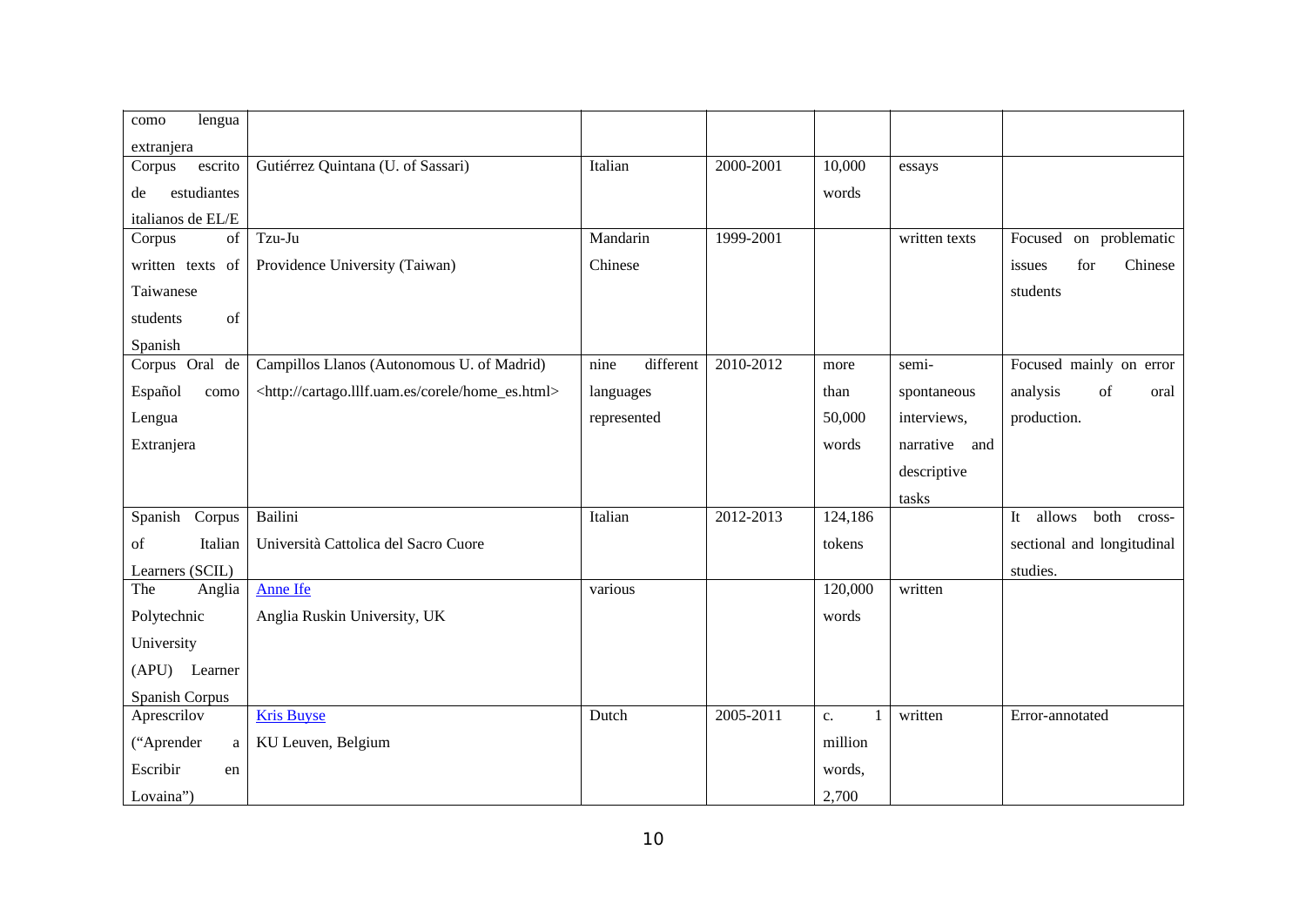| como lengua extranjera | | | | | | |
|---|---|---|---|---|---|---|
| Corpus escrito de estudiantes italianos de EL/E | Gutiérrez Quintana (U. of Sassari) | Italian | 2000-2001 | 10,000 words | essays | |
| Corpus of written texts of Taiwanese students of Spanish | Tzu-Ju Providence University (Taiwan) | Mandarin Chinese | 1999-2001 | | written texts | Focused on problematic issues for Chinese students |
| Corpus Oral de Español como Lengua Extranjera | Campillos Llanos (Autonomous U. of Madrid) <http://cartago.lllf.uam.es/corele/home_es.html> | nine different languages represented | 2010-2012 | more than 50,000 words | semi-spontaneous interviews, narrative and descriptive tasks | Focused mainly on error analysis of oral production. |
| Spanish Corpus of Italian Learners (SCIL) | Bailini Università Cattolica del Sacro Cuore | Italian | 2012-2013 | 124,186 tokens | | It allows both cross-sectional and longitudinal studies. |
| The Anglia Polytechnic University (APU) Learner Spanish Corpus | Anne Ife Anglia Ruskin University, UK | various | | 120,000 words | written | |
| Aprescrilov ("Aprender a Escribir en Lovaina") | Kris Buyse KU Leuven, Belgium | Dutch | 2005-2011 | c. 1 million words, 2,700 | written | Error-annotated |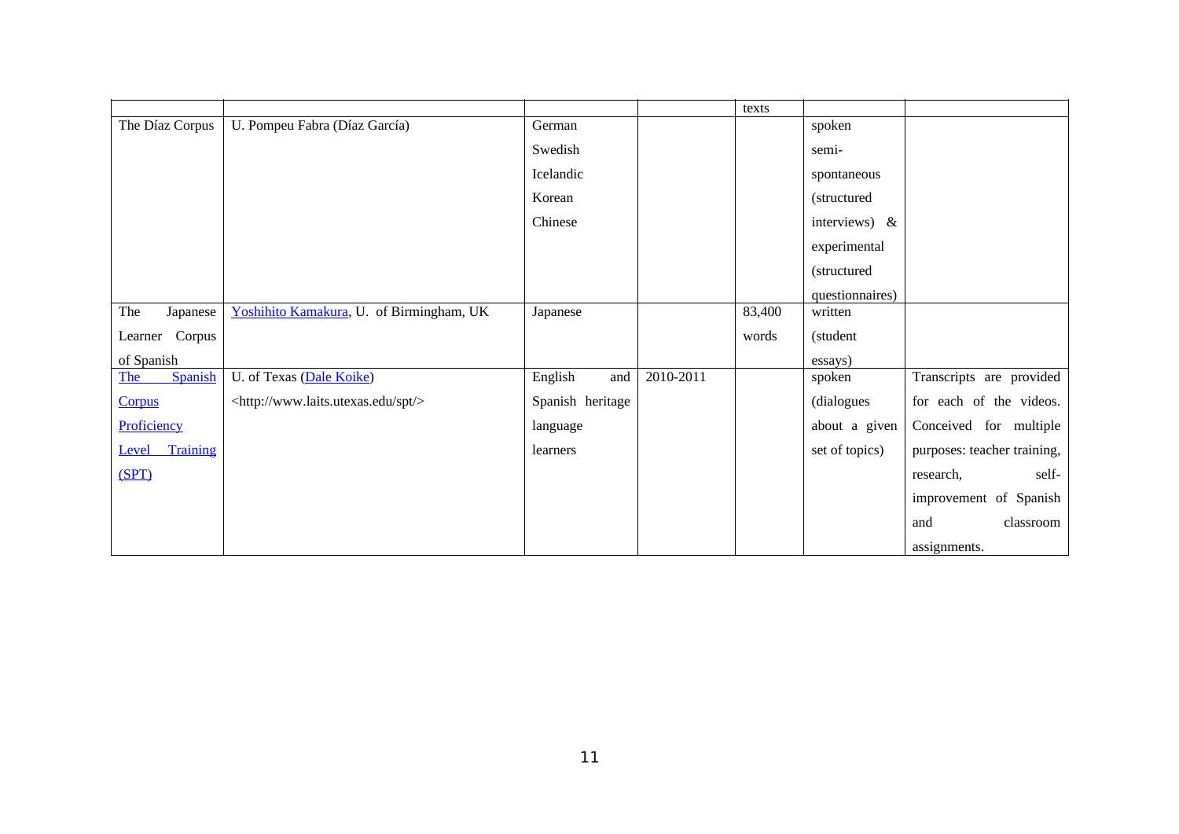| | | | | texts | | |
|---|---|---|---|---|---|---|
| The Díaz Corpus | U. Pompeu Fabra (Díaz García) | German Swedish Icelandic Korean Chinese | | | spoken semi-spontaneous (structured interviews) & experimental (structured questionnaires) | |
| The Japanese Learner Corpus of Spanish | Yoshihito Kamakura, U. of Birmingham, UK | Japanese | | 83,400 words | written (student essays) | |
| The Spanish Corpus Proficiency Level Training (SPT) | U. of Texas (Dale Koike) <http://www.laits.utexas.edu/spt/> | English and Spanish heritage language learners | 2010-2011 | | spoken (dialogues about a given set of topics) | Transcripts are provided for each of the videos. Conceived for multiple purposes: teacher training, research, self-improvement of Spanish and classroom assignments. |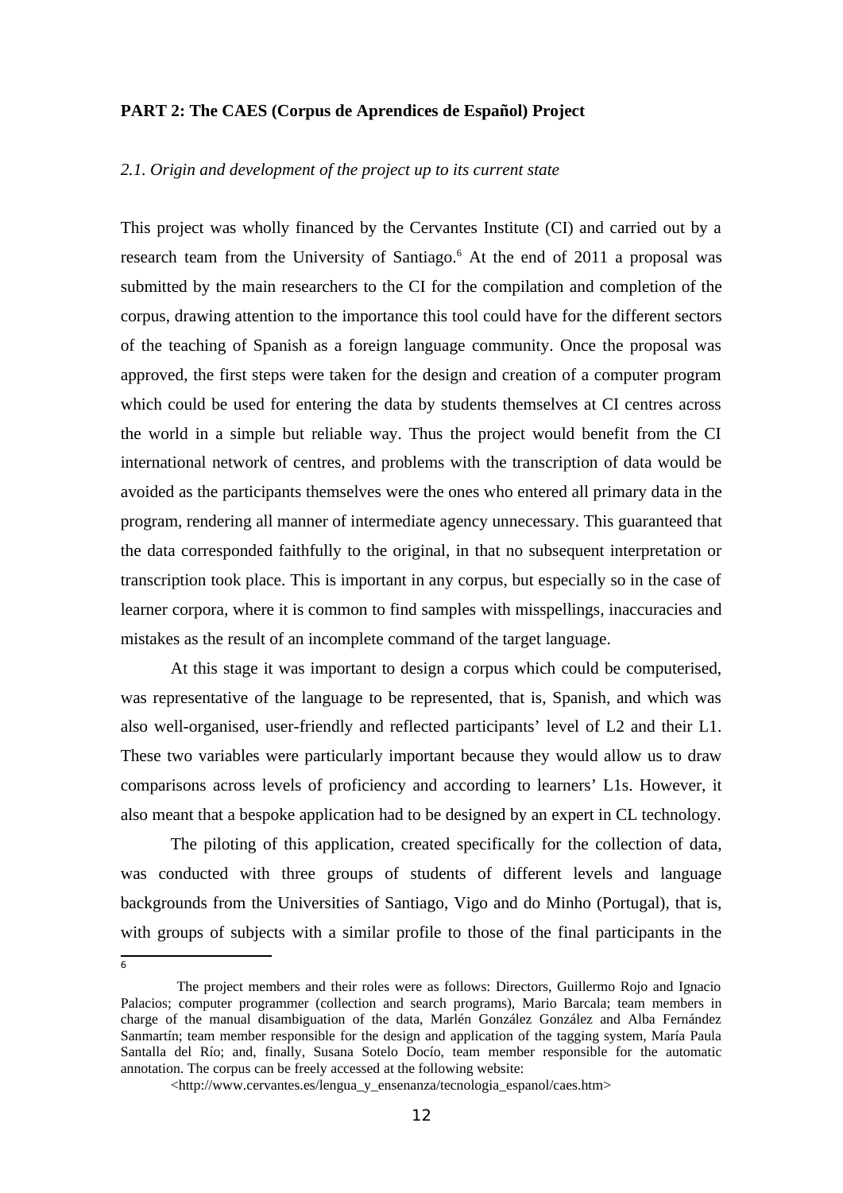**PART 2: The CAES (Corpus de Aprendices de Español) Project**

*2.1. Origin and development of the project up to its current state*

This project was wholly financed by the Cervantes Institute (CI) and carried out by a research team from the University of Santiago.[6] At the end of 2011 a proposal was submitted by the main researchers to the CI for the compilation and completion of the corpus, drawing attention to the importance this tool could have for the different sectors of the teaching of Spanish as a foreign language community. Once the proposal was approved, the first steps were taken for the design and creation of a computer program which could be used for entering the data by students themselves at CI centres across the world in a simple but reliable way. Thus the project would benefit from the CI international network of centres, and problems with the transcription of data would be avoided as the participants themselves were the ones who entered all primary data in the program, rendering all manner of intermediate agency unnecessary. This guaranteed that the data corresponded faithfully to the original, in that no subsequent interpretation or transcription took place. This is important in any corpus, but especially so in the case of learner corpora, where it is common to find samples with misspellings, inaccuracies and mistakes as the result of an incomplete command of the target language.

At this stage it was important to design a corpus which could be computerised, was representative of the language to be represented, that is, Spanish, and which was also well-organised, user-friendly and reflected participants' level of L2 and their L1. These two variables were particularly important because they would allow us to draw comparisons across levels of proficiency and according to learners' L1s. However, it also meant that a bespoke application had to be designed by an expert in CL technology.

The piloting of this application, created specifically for the collection of data, was conducted with three groups of students of different levels and language backgrounds from the Universities of Santiago, Vigo and do Minho (Portugal), that is, with groups of subjects with a similar profile to those of the final participants in the

---

[6] The project members and their roles were as follows: Directors, Guillermo Rojo and Ignacio Palacios; computer programmer (collection and search programs), Mario Barcala; team members in charge of the manual disambiguation of the data, Marlén González González and Alba Fernández Sanmartín; team member responsible for the design and application of the tagging system, María Paula Santalla del Río; and, finally, Susana Sotelo Docío, team member responsible for the automatic annotation. The corpus can be freely accessed at the following website:

<http://www.cervantes.es/lengua_y_ensenanza/tecnologia_espanol/caes.htm>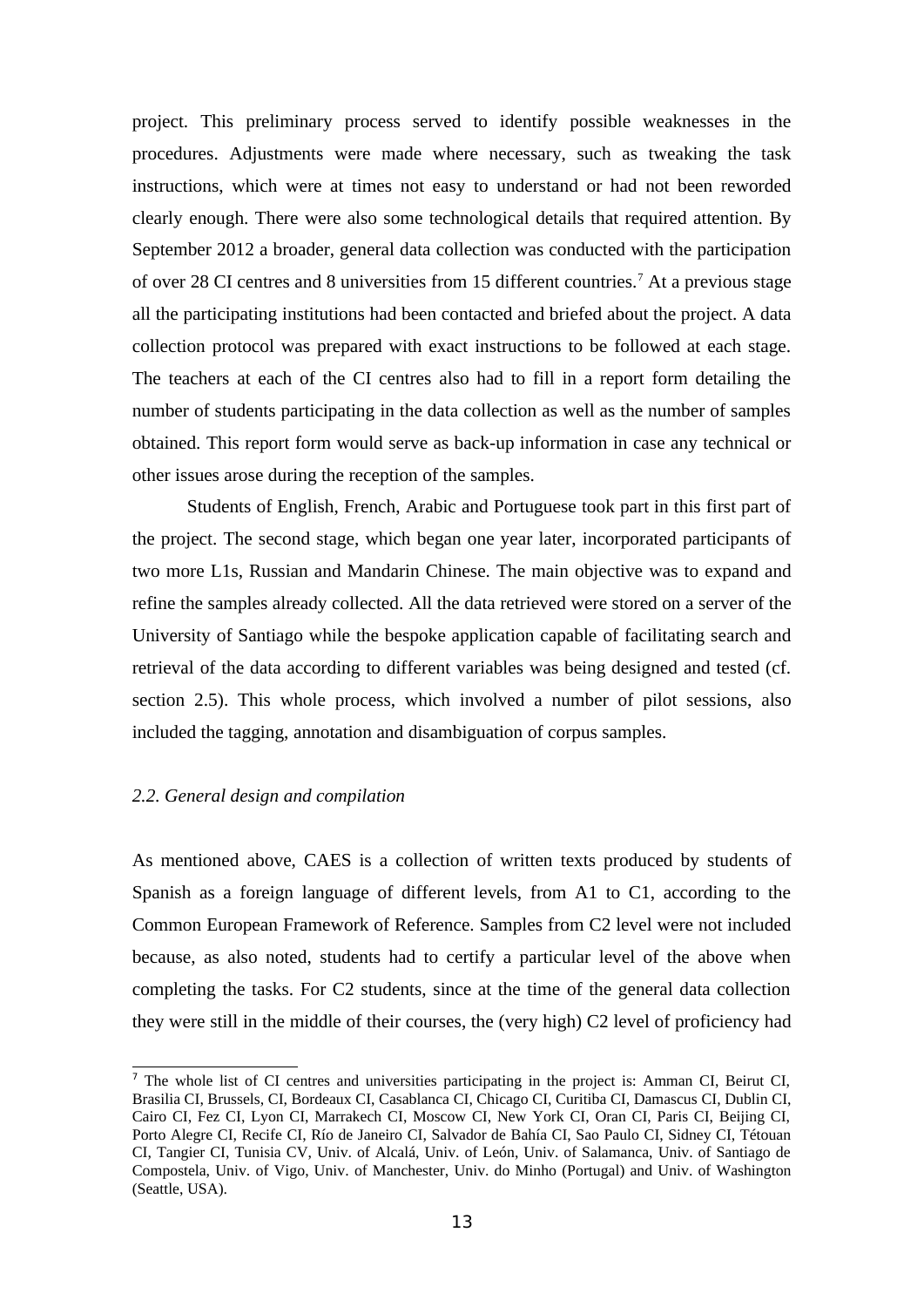project. This preliminary process served to identify possible weaknesses in the procedures. Adjustments were made where necessary, such as tweaking the task instructions, which were at times not easy to understand or had not been reworded clearly enough. There were also some technological details that required attention. By September 2012 a broader, general data collection was conducted with the participation of over 28 CI centres and 8 universities from 15 different countries.[7] At a previous stage all the participating institutions had been contacted and briefed about the project. A data collection protocol was prepared with exact instructions to be followed at each stage. The teachers at each of the CI centres also had to fill in a report form detailing the number of students participating in the data collection as well as the number of samples obtained. This report form would serve as back-up information in case any technical or other issues arose during the reception of the samples.

Students of English, French, Arabic and Portuguese took part in this first part of the project. The second stage, which began one year later, incorporated participants of two more L1s, Russian and Mandarin Chinese. The main objective was to expand and refine the samples already collected. All the data retrieved were stored on a server of the University of Santiago while the bespoke application capable of facilitating search and retrieval of the data according to different variables was being designed and tested (cf. section 2.5). This whole process, which involved a number of pilot sessions, also included the tagging, annotation and disambiguation of corpus samples.

### *2.2. General design and compilation*

As mentioned above, CAES is a collection of written texts produced by students of Spanish as a foreign language of different levels, from A1 to C1, according to the Common European Framework of Reference. Samples from C2 level were not included because, as also noted, students had to certify a particular level of the above when completing the tasks. For C2 students, since at the time of the general data collection they were still in the middle of their courses, the (very high) C2 level of proficiency had

[7] The whole list of CI centres and universities participating in the project is: Amman CI, Beirut CI, Brasilia CI, Brussels, CI, Bordeaux CI, Casablanca CI, Chicago CI, Curitiba CI, Damascus CI, Dublin CI, Cairo CI, Fez CI, Lyon CI, Marrakech CI, Moscow CI, New York CI, Oran CI, Paris CI, Beijing CI, Porto Alegre CI, Recife CI, Río de Janeiro CI, Salvador de Bahía CI, Sao Paulo CI, Sidney CI, Tétouan CI, Tangier CI, Tunisia CV, Univ. of Alcalá, Univ. of León, Univ. of Salamanca, Univ. of Santiago de Compostela, Univ. of Vigo, Univ. of Manchester, Univ. do Minho (Portugal) and Univ. of Washington (Seattle, USA).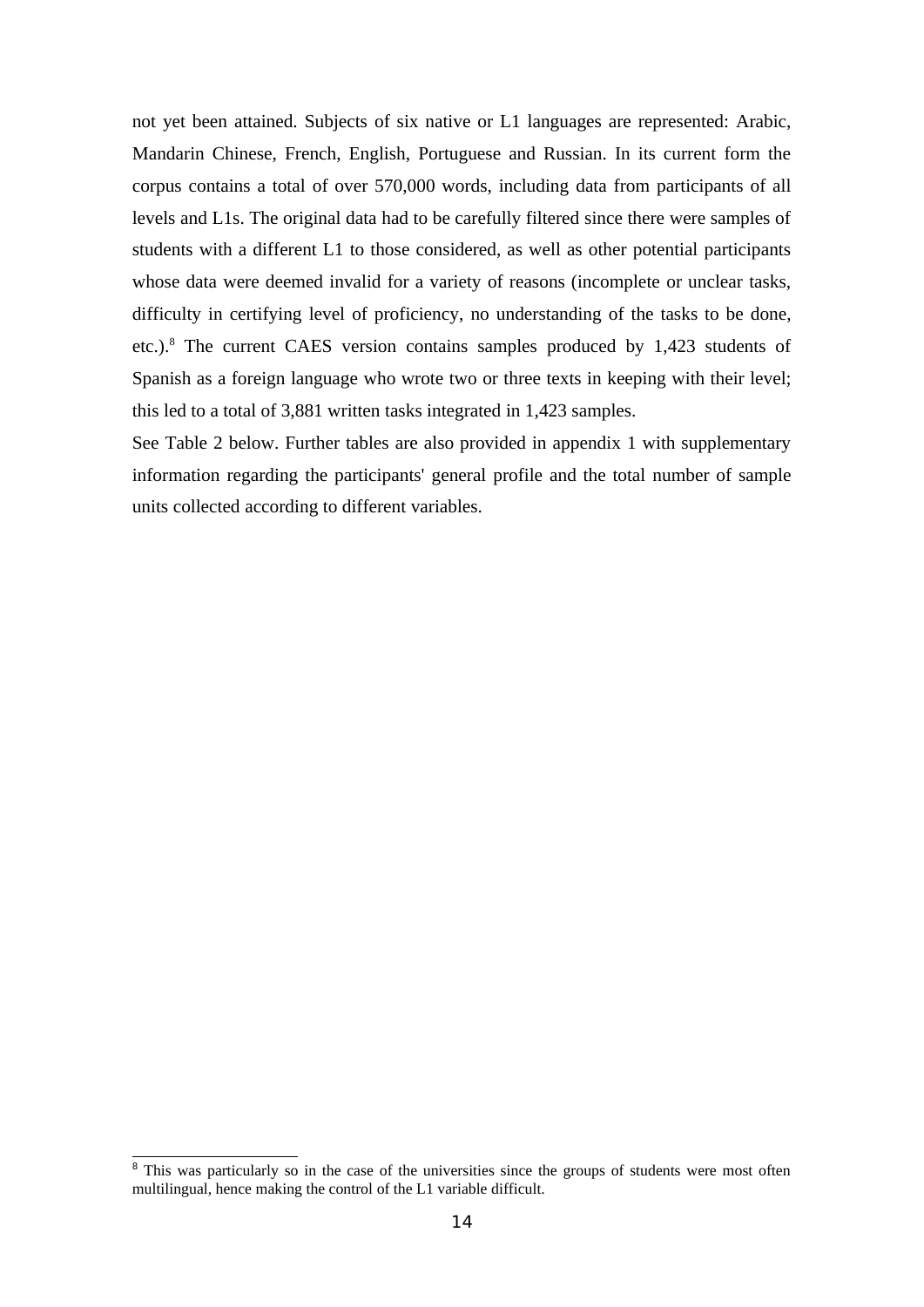not yet been attained. Subjects of six native or L1 languages are represented: Arabic, Mandarin Chinese, French, English, Portuguese and Russian. In its current form the corpus contains a total of over 570,000 words, including data from participants of all levels and L1s. The original data had to be carefully filtered since there were samples of students with a different L1 to those considered, as well as other potential participants whose data were deemed invalid for a variety of reasons (incomplete or unclear tasks, difficulty in certifying level of proficiency, no understanding of the tasks to be done, etc.).[8] The current CAES version contains samples produced by 1,423 students of Spanish as a foreign language who wrote two or three texts in keeping with their level; this led to a total of 3,881 written tasks integrated in 1,423 samples.

See Table 2 below. Further tables are also provided in appendix 1 with supplementary information regarding the participants' general profile and the total number of sample units collected according to different variables.

[8] This was particularly so in the case of the universities since the groups of students were most often multilingual, hence making the control of the L1 variable difficult.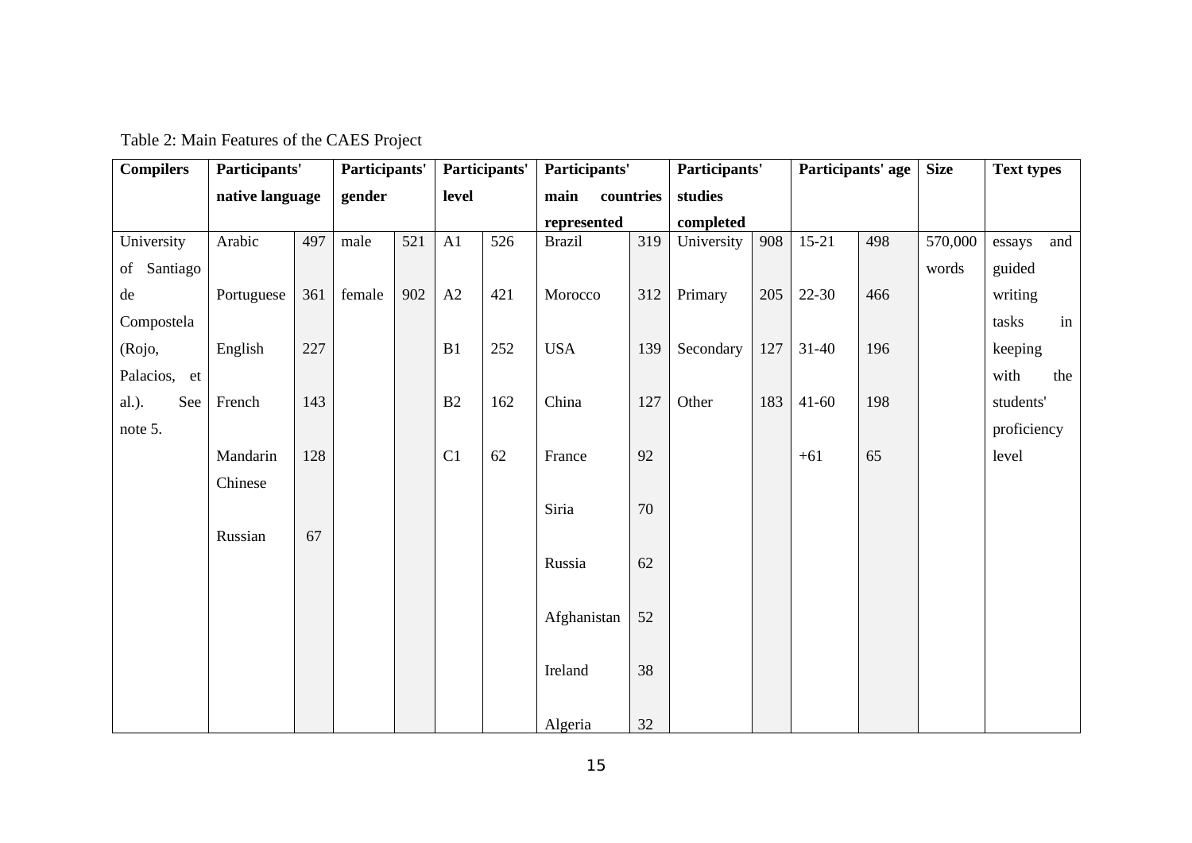Table 2: Main Features of the CAES Project

| Compilers | Participants' native language | | Participants' gender | | Participants' level | | Participants' main countries represented | | Participants' studies completed | | Participants' age | | Size | Text types |
|---|---|---|---|---|---|---|---|---|---|---|---|---|---|---|
| University of Santiago de Compostela (Rojo, Palacios, et al.). See note 5. | Arabic | 497 | male | 521 | A1 | 526 | Brazil | 319 | University | 908 | 15-21 | 498 | 570,000 words | essays and guided writing tasks in keeping with the students' proficiency level |
| | Portuguese | 361 | female | 902 | A2 | 421 | Morocco | 312 | Primary | 205 | 22-30 | 466 | | |
| | English | 227 | | | B1 | 252 | USA | 139 | Secondary | 127 | 31-40 | 196 | | |
| | French | 143 | | | B2 | 162 | China | 127 | Other | 183 | 41-60 | 198 | | |
| | Mandarin Chinese | 128 | | | C1 | 62 | France | 92 | | | +61 | 65 | | |
| | Russian | 67 | | | | | Siria | 70 | | | | | | |
| | | | | | | | Russia | 62 | | | | | | |
| | | | | | | | Afghanistan | 52 | | | | | | |
| | | | | | | | Ireland | 38 | | | | | | |
| | | | | | | | Algeria | 32 | | | | | | |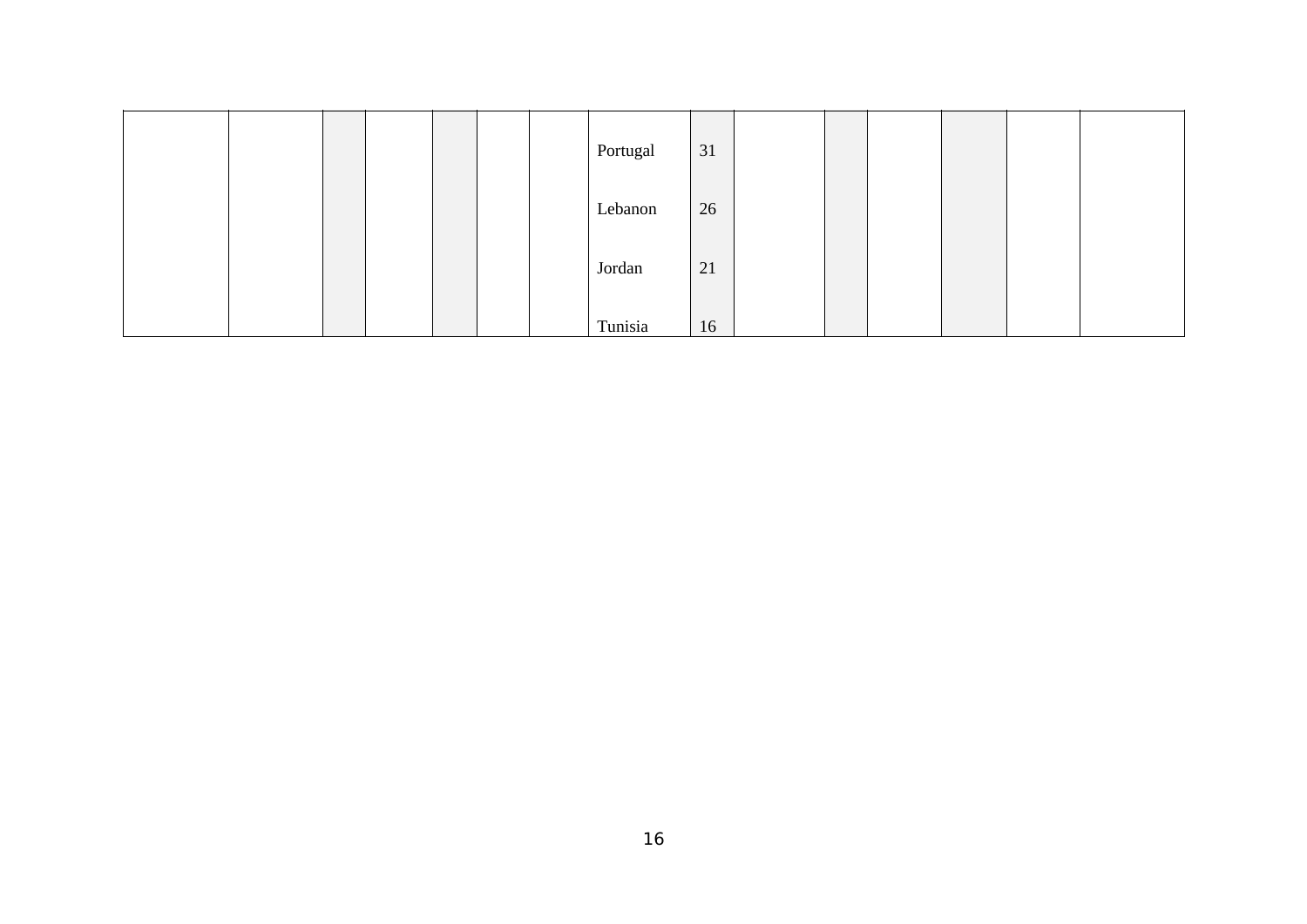| | | | | | | | | | | | | | | |
|---|---|---|---|---|---|---|---|---|---|---|---|---|---|---|
| | | | | | | | Portugal | 31 | | | | | | |
| | | | | | | | Lebanon | 26 | | | | | | |
| | | | | | | | Jordan | 21 | | | | | | |
| | | | | | | | Tunisia | 16 | | | | | | |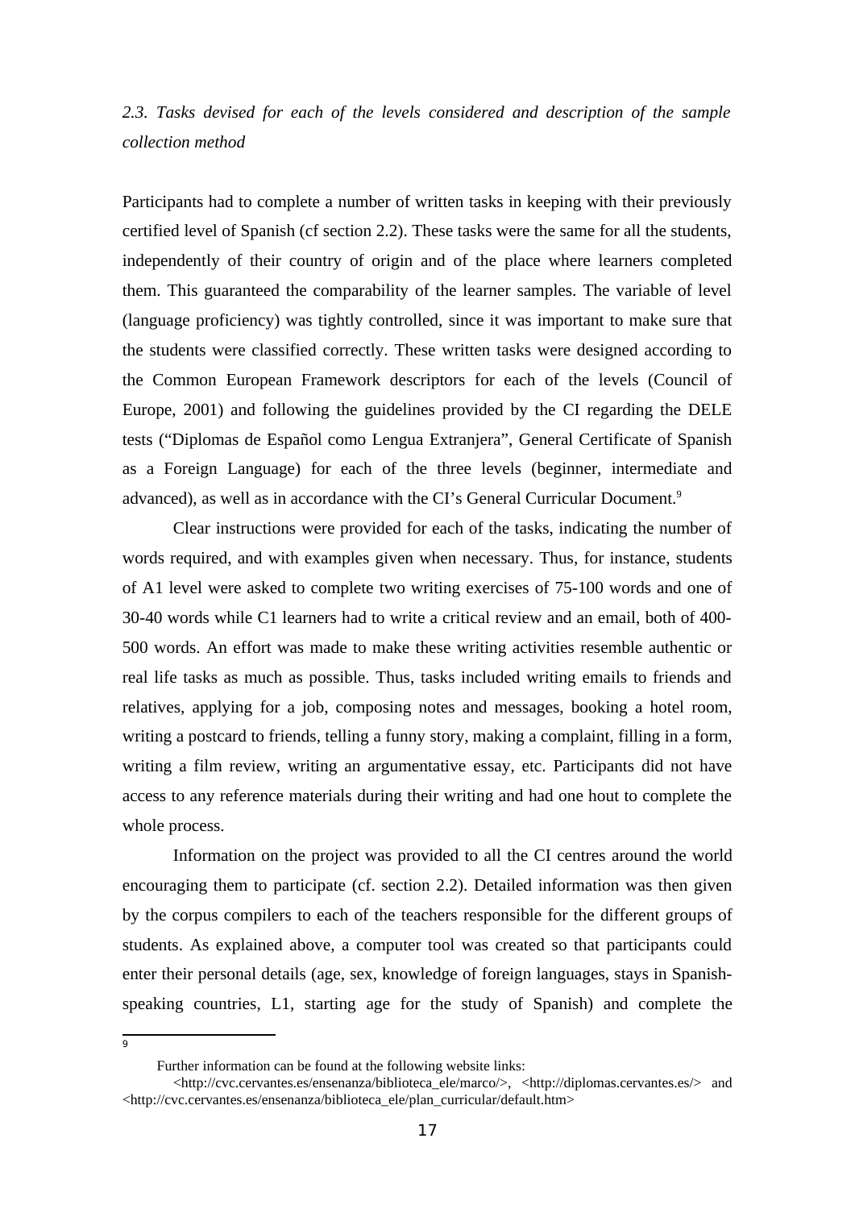### *2.3. Tasks devised for each of the levels considered and description of the sample collection method*

Participants had to complete a number of written tasks in keeping with their previously certified level of Spanish (cf section 2.2). These tasks were the same for all the students, independently of their country of origin and of the place where learners completed them. This guaranteed the comparability of the learner samples. The variable of level (language proficiency) was tightly controlled, since it was important to make sure that the students were classified correctly. These written tasks were designed according to the Common European Framework descriptors for each of the levels (Council of Europe, 2001) and following the guidelines provided by the CI regarding the DELE tests ("Diplomas de Español como Lengua Extranjera", General Certificate of Spanish as a Foreign Language) for each of the three levels (beginner, intermediate and advanced), as well as in accordance with the CI's General Curricular Document.[9]

Clear instructions were provided for each of the tasks, indicating the number of words required, and with examples given when necessary. Thus, for instance, students of A1 level were asked to complete two writing exercises of 75-100 words and one of 30-40 words while C1 learners had to write a critical review and an email, both of 400-500 words. An effort was made to make these writing activities resemble authentic or real life tasks as much as possible. Thus, tasks included writing emails to friends and relatives, applying for a job, composing notes and messages, booking a hotel room, writing a postcard to friends, telling a funny story, making a complaint, filling in a form, writing a film review, writing an argumentative essay, etc. Participants did not have access to any reference materials during their writing and had one hout to complete the whole process.

Information on the project was provided to all the CI centres around the world encouraging them to participate (cf. section 2.2). Detailed information was then given by the corpus compilers to each of the teachers responsible for the different groups of students. As explained above, a computer tool was created so that participants could enter their personal details (age, sex, knowledge of foreign languages, stays in Spanish-speaking countries, L1, starting age for the study of Spanish) and complete the

---

[9] Further information can be found at the following website links: <http://cvc.cervantes.es/ensenanza/biblioteca_ele/marco/>, <http://diplomas.cervantes.es/> and <http://cvc.cervantes.es/ensenanza/biblioteca_ele/plan_curricular/default.htm>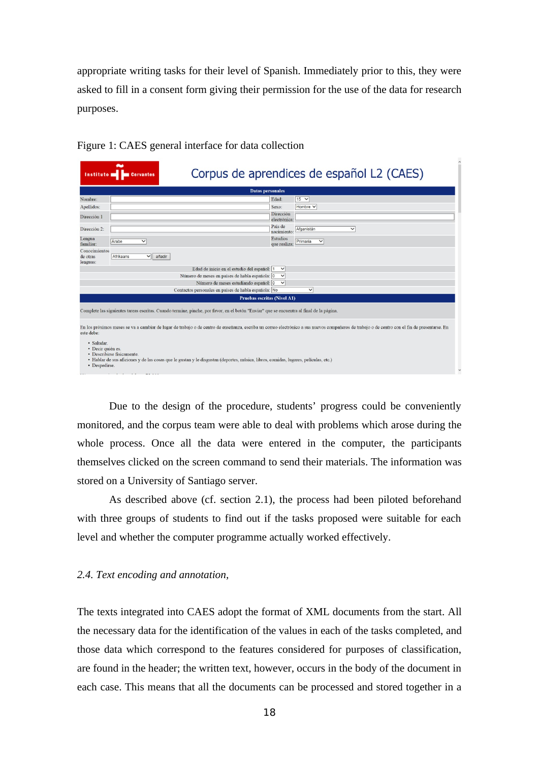appropriate writing tasks for their level of Spanish. Immediately prior to this, they were asked to fill in a consent form giving their permission for the use of the data for research purposes.

Figure 1: CAES general interface for data collection

Due to the design of the procedure, students' progress could be conveniently monitored, and the corpus team were able to deal with problems which arose during the whole process. Once all the data were entered in the computer, the participants themselves clicked on the screen command to send their materials. The information was stored on a University of Santiago server.

As described above (cf. section 2.1), the process had been piloted beforehand with three groups of students to find out if the tasks proposed were suitable for each level and whether the computer programme actually worked effectively.

*2.4. Text encoding and annotation,*

The texts integrated into CAES adopt the format of XML documents from the start. All the necessary data for the identification of the values in each of the tasks completed, and those data which correspond to the features considered for purposes of classification, are found in the header; the written text, however, occurs in the body of the document in each case. This means that all the documents can be processed and stored together in a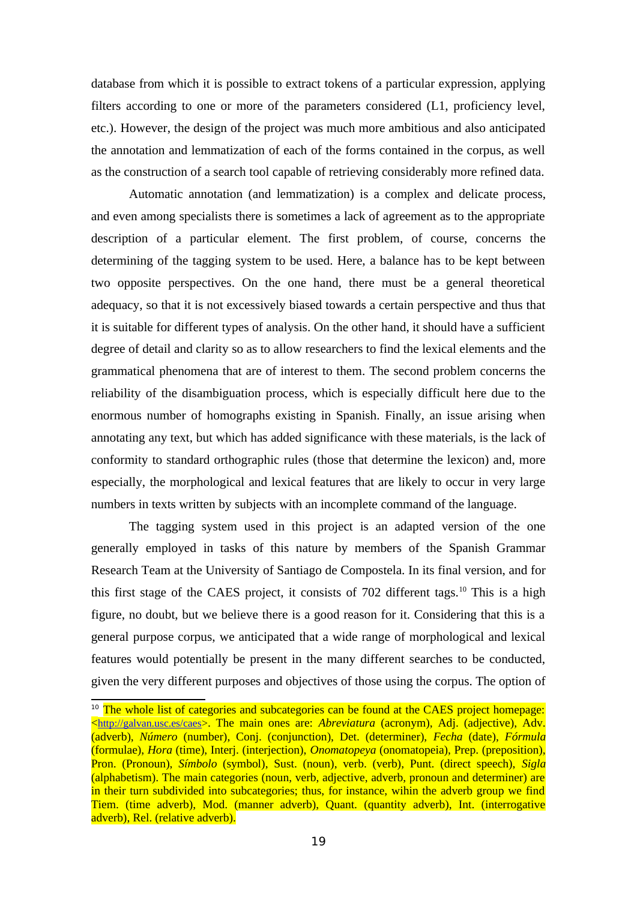database from which it is possible to extract tokens of a particular expression, applying filters according to one or more of the parameters considered (L1, proficiency level, etc.). However, the design of the project was much more ambitious and also anticipated the annotation and lemmatization of each of the forms contained in the corpus, as well as the construction of a search tool capable of retrieving considerably more refined data.

Automatic annotation (and lemmatization) is a complex and delicate process, and even among specialists there is sometimes a lack of agreement as to the appropriate description of a particular element. The first problem, of course, concerns the determining of the tagging system to be used. Here, a balance has to be kept between two opposite perspectives. On the one hand, there must be a general theoretical adequacy, so that it is not excessively biased towards a certain perspective and thus that it is suitable for different types of analysis. On the other hand, it should have a sufficient degree of detail and clarity so as to allow researchers to find the lexical elements and the grammatical phenomena that are of interest to them. The second problem concerns the reliability of the disambiguation process, which is especially difficult here due to the enormous number of homographs existing in Spanish. Finally, an issue arising when annotating any text, but which has added significance with these materials, is the lack of conformity to standard orthographic rules (those that determine the lexicon) and, more especially, the morphological and lexical features that are likely to occur in very large numbers in texts written by subjects with an incomplete command of the language.

The tagging system used in this project is an adapted version of the one generally employed in tasks of this nature by members of the Spanish Grammar Research Team at the University of Santiago de Compostela. In its final version, and for this first stage of the CAES project, it consists of 702 different tags.[10] This is a high figure, no doubt, but we believe there is a good reason for it. Considering that this is a general purpose corpus, we anticipated that a wide range of morphological and lexical features would potentially be present in the many different searches to be conducted, given the very different purposes and objectives of those using the corpus. The option of

---

[10] The whole list of categories and subcategories can be found at the CAES project homepage: <http://galvan.usc.es/caes>. The main ones are: *Abreviatura* (acronym), Adj. (adjective), Adv. (adverb), *Número* (number), Conj. (conjunction), Det. (determiner), *Fecha* (date), *Fórmula* (formulae), *Hora* (time), Interj. (interjection), *Onomatopeya* (onomatopeia), Prep. (preposition), Pron. (Pronoun), *Símbolo* (symbol), Sust. (noun), verb. (verb), Punt. (direct speech), *Sigla* (alphabetism). The main categories (noun, verb, adjective, adverb, pronoun and determiner) are in their turn subdivided into subcategories; thus, for instance, wihin the adverb group we find Tiem. (time adverb), Mod. (manner adverb), Quant. (quantity adverb), Int. (interrogative adverb), Rel. (relative adverb).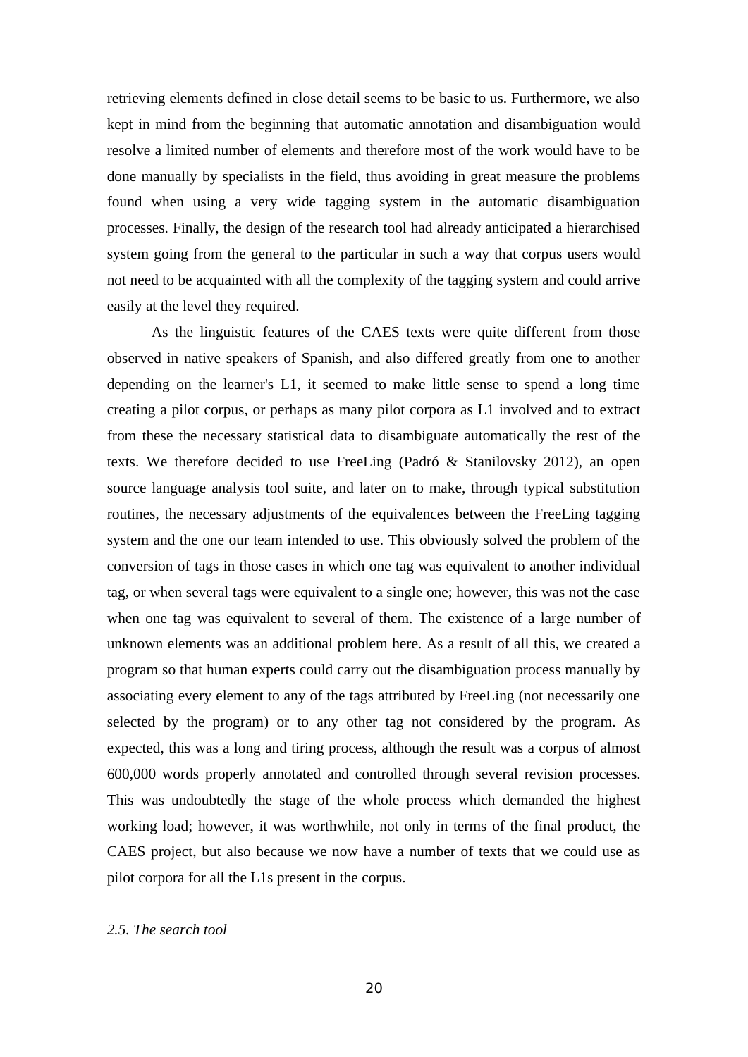retrieving elements defined in close detail seems to be basic to us. Furthermore, we also kept in mind from the beginning that automatic annotation and disambiguation would resolve a limited number of elements and therefore most of the work would have to be done manually by specialists in the field, thus avoiding in great measure the problems found when using a very wide tagging system in the automatic disambiguation processes. Finally, the design of the research tool had already anticipated a hierarchised system going from the general to the particular in such a way that corpus users would not need to be acquainted with all the complexity of the tagging system and could arrive easily at the level they required.

As the linguistic features of the CAES texts were quite different from those observed in native speakers of Spanish, and also differed greatly from one to another depending on the learner's L1, it seemed to make little sense to spend a long time creating a pilot corpus, or perhaps as many pilot corpora as L1 involved and to extract from these the necessary statistical data to disambiguate automatically the rest of the texts. We therefore decided to use FreeLing (Padró & Stanilovsky 2012), an open source language analysis tool suite, and later on to make, through typical substitution routines, the necessary adjustments of the equivalences between the FreeLing tagging system and the one our team intended to use. This obviously solved the problem of the conversion of tags in those cases in which one tag was equivalent to another individual tag, or when several tags were equivalent to a single one; however, this was not the case when one tag was equivalent to several of them. The existence of a large number of unknown elements was an additional problem here. As a result of all this, we created a program so that human experts could carry out the disambiguation process manually by associating every element to any of the tags attributed by FreeLing (not necessarily one selected by the program) or to any other tag not considered by the program. As expected, this was a long and tiring process, although the result was a corpus of almost 600,000 words properly annotated and controlled through several revision processes. This was undoubtedly the stage of the whole process which demanded the highest working load; however, it was worthwhile, not only in terms of the final product, the CAES project, but also because we now have a number of texts that we could use as pilot corpora for all the L1s present in the corpus.

### *2.5. The search tool*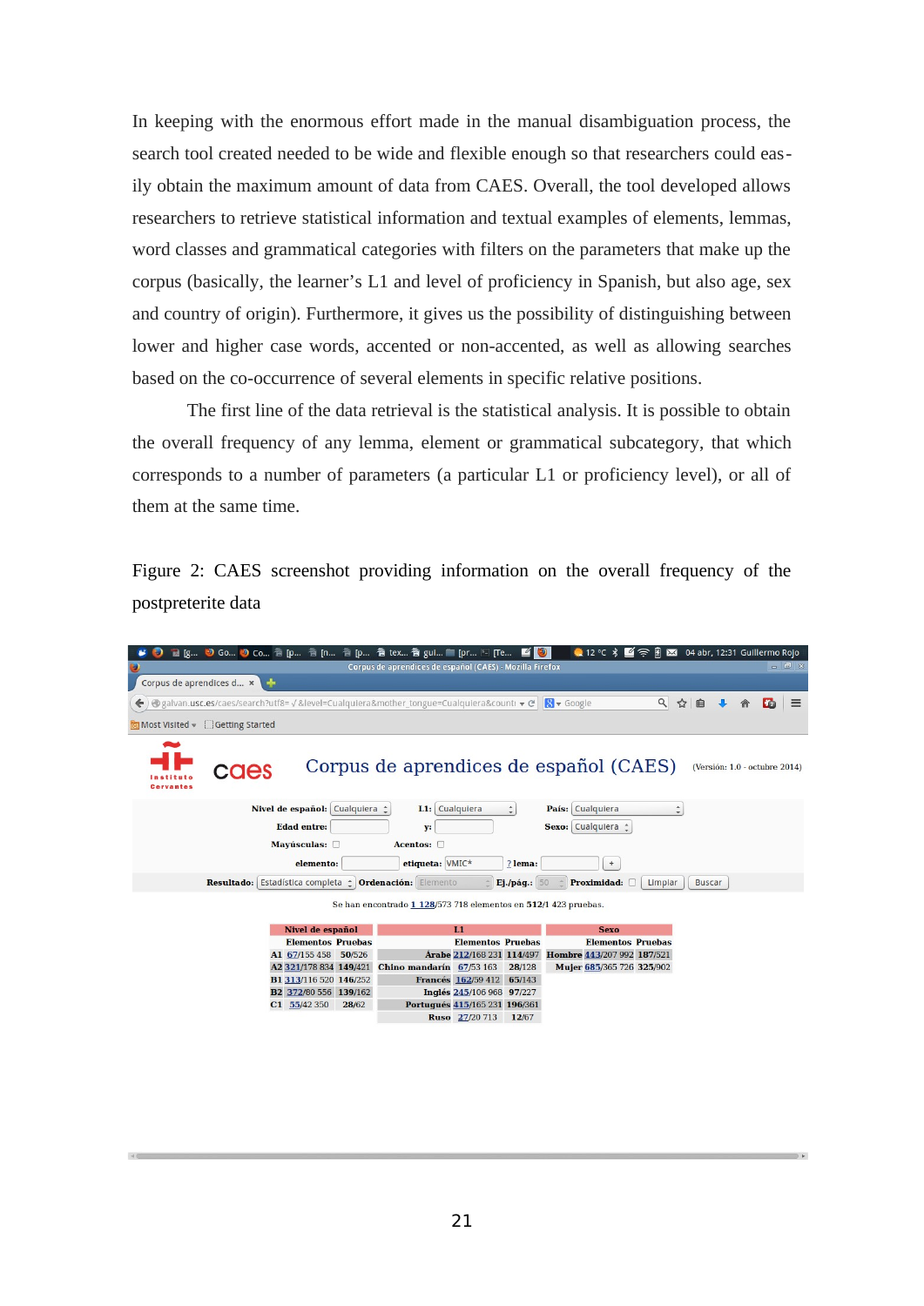In keeping with the enormous effort made in the manual disambiguation process, the search tool created needed to be wide and flexible enough so that researchers could easily obtain the maximum amount of data from CAES. Overall, the tool developed allows researchers to retrieve statistical information and textual examples of elements, lemmas, word classes and grammatical categories with filters on the parameters that make up the corpus (basically, the learner's L1 and level of proficiency in Spanish, but also age, sex and country of origin). Furthermore, it gives us the possibility of distinguishing between lower and higher case words, accented or non-accented, as well as allowing searches based on the co-occurrence of several elements in specific relative positions.

The first line of the data retrieval is the statistical analysis. It is possible to obtain the overall frequency of any lemma, element or grammatical subcategory, that which corresponds to a number of parameters (a particular L1 or proficiency level), or all of them at the same time.

Figure 2: CAES screenshot providing information on the overall frequency of the postpreterite data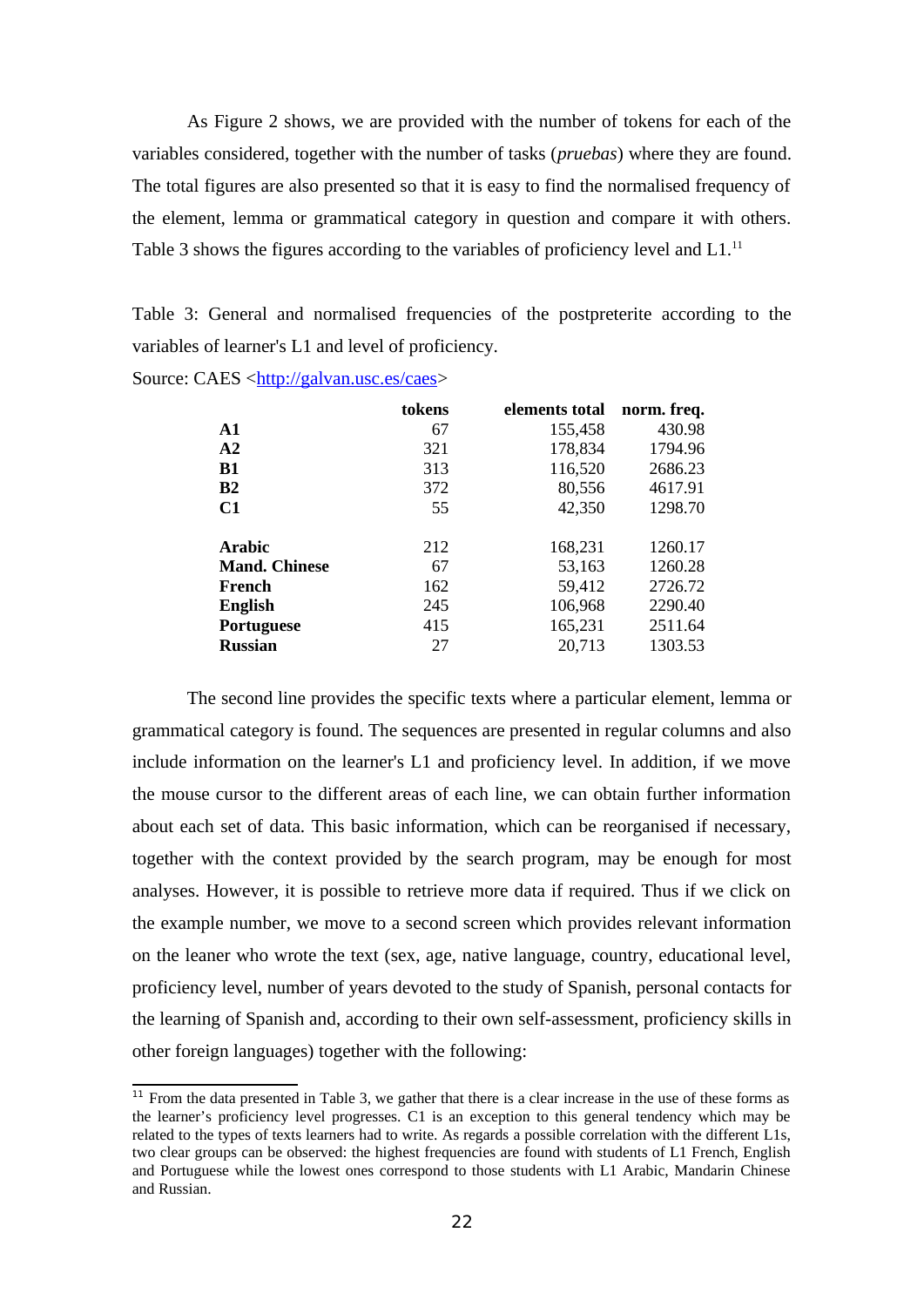As Figure 2 shows, we are provided with the number of tokens for each of the variables considered, together with the number of tasks (*pruebas*) where they are found. The total figures are also presented so that it is easy to find the normalised frequency of the element, lemma or grammatical category in question and compare it with others. Table 3 shows the figures according to the variables of proficiency level and L1.[11]

Table 3: General and normalised frequencies of the postpreterite according to the variables of learner's L1 and level of proficiency.

Source: CAES <http://galvan.usc.es/caes>

| | tokens | elements total | norm. freq. |
|---|---|---|---|
| **A1** | 67 | 155,458 | 430.98 |
| **A2** | 321 | 178,834 | 1794.96 |
| **B1** | 313 | 116,520 | 2686.23 |
| **B2** | 372 | 80,556 | 4617.91 |
| **C1** | 55 | 42,350 | 1298.70 |
| | | | |
| **Arabic** | 212 | 168,231 | 1260.17 |
| **Mand. Chinese** | 67 | 53,163 | 1260.28 |
| **French** | 162 | 59,412 | 2726.72 |
| **English** | 245 | 106,968 | 2290.40 |
| **Portuguese** | 415 | 165,231 | 2511.64 |
| **Russian** | 27 | 20,713 | 1303.53 |

The second line provides the specific texts where a particular element, lemma or grammatical category is found. The sequences are presented in regular columns and also include information on the learner's L1 and proficiency level. In addition, if we move the mouse cursor to the different areas of each line, we can obtain further information about each set of data. This basic information, which can be reorganised if necessary, together with the context provided by the search program, may be enough for most analyses. However, it is possible to retrieve more data if required. Thus if we click on the example number, we move to a second screen which provides relevant information on the leaner who wrote the text (sex, age, native language, country, educational level, proficiency level, number of years devoted to the study of Spanish, personal contacts for the learning of Spanish and, according to their own self-assessment, proficiency skills in other foreign languages) together with the following:

[11] From the data presented in Table 3, we gather that there is a clear increase in the use of these forms as the learner's proficiency level progresses. C1 is an exception to this general tendency which may be related to the types of texts learners had to write. As regards a possible correlation with the different L1s, two clear groups can be observed: the highest frequencies are found with students of L1 French, English and Portuguese while the lowest ones correspond to those students with L1 Arabic, Mandarin Chinese and Russian.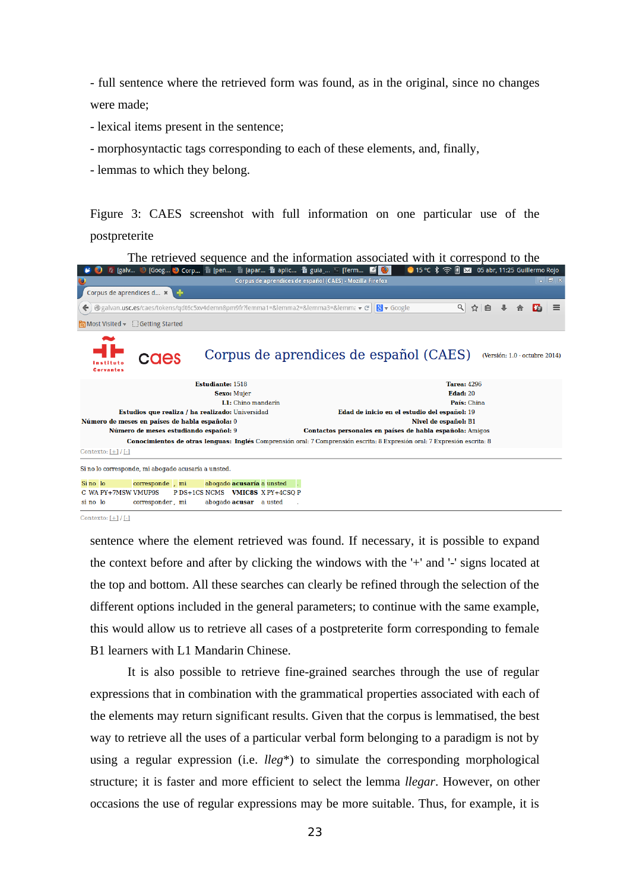- full sentence where the retrieved form was found, as in the original, since no changes were made;
- lexical items present in the sentence;
- morphosyntactic tags corresponding to each of these elements, and, finally,
- lemmas to which they belong.

Figure 3: CAES screenshot with full information on one particular use of the postpreterite

The retrieved sequence and the information associated with it correspond to the sentence where the element retrieved was found. If necessary, it is possible to expand the context before and after by clicking the windows with the '+' and '-' signs located at the top and bottom. All these searches can clearly be refined through the selection of the different options included in the general parameters; to continue with the same example, this would allow us to retrieve all cases of a postpreterite form corresponding to female B1 learners with L1 Mandarin Chinese.

It is also possible to retrieve fine-grained searches through the use of regular expressions that in combination with the grammatical properties associated with each of the elements may return significant results. Given that the corpus is lemmatised, the best way to retrieve all the uses of a particular verbal form belonging to a paradigm is not by using a regular expression (i.e. *lleg\**) to simulate the corresponding morphological structure; it is faster and more efficient to select the lemma *llegar*. However, on other occasions the use of regular expressions may be more suitable. Thus, for example, it is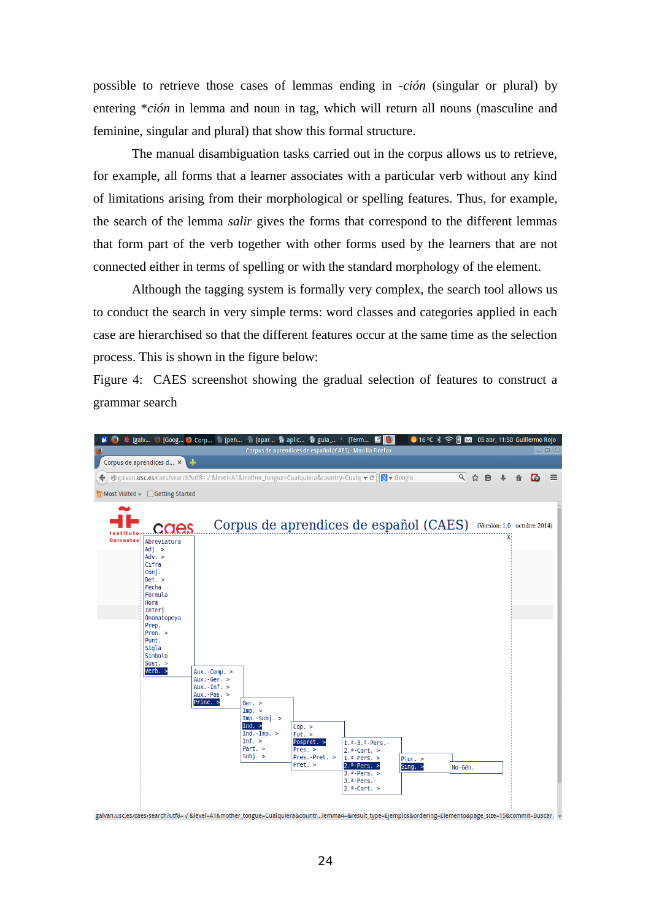possible to retrieve those cases of lemmas ending in *-ción* (singular or plural) by entering **ción* in lemma and noun in tag, which will return all nouns (masculine and feminine, singular and plural) that show this formal structure.

The manual disambiguation tasks carried out in the corpus allows us to retrieve, for example, all forms that a learner associates with a particular verb without any kind of limitations arising from their morphological or spelling features. Thus, for example, the search of the lemma *salir* gives the forms that correspond to the different lemmas that form part of the verb together with other forms used by the learners that are not connected either in terms of spelling or with the standard morphology of the element.

Although the tagging system is formally very complex, the search tool allows us to conduct the search in very simple terms: word classes and categories applied in each case are hierarchised so that the different features occur at the same time as the selection process. This is shown in the figure below:

Figure 4: CAES screenshot showing the gradual selection of features to construct a grammar search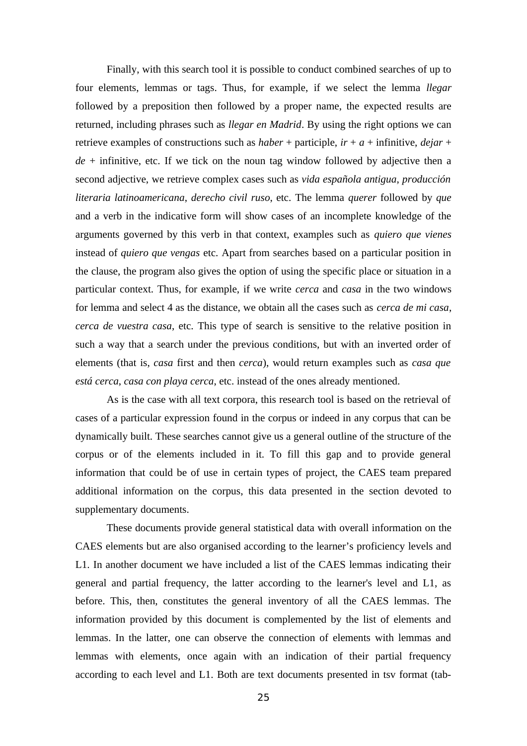Finally, with this search tool it is possible to conduct combined searches of up to four elements, lemmas or tags. Thus, for example, if we select the lemma *llegar* followed by a preposition then followed by a proper name, the expected results are returned, including phrases such as *llegar en Madrid*. By using the right options we can retrieve examples of constructions such as *haber* + participle, *ir* + *a* + infinitive, *dejar* + *de* + infinitive, etc. If we tick on the noun tag window followed by adjective then a second adjective, we retrieve complex cases such as *vida española antigua*, *producción literaria latinoamericana*, *derecho civil ruso*, etc. The lemma *querer* followed by *que* and a verb in the indicative form will show cases of an incomplete knowledge of the arguments governed by this verb in that context, examples such as *quiero que vienes* instead of *quiero que vengas* etc. Apart from searches based on a particular position in the clause, the program also gives the option of using the specific place or situation in a particular context. Thus, for example, if we write *cerca* and *casa* in the two windows for lemma and select 4 as the distance, we obtain all the cases such as *cerca de mi casa*, *cerca de vuestra casa*, etc. This type of search is sensitive to the relative position in such a way that a search under the previous conditions, but with an inverted order of elements (that is, *casa* first and then *cerca*), would return examples such as *casa que está cerca*, *casa con playa cerca*, etc. instead of the ones already mentioned.

As is the case with all text corpora, this research tool is based on the retrieval of cases of a particular expression found in the corpus or indeed in any corpus that can be dynamically built. These searches cannot give us a general outline of the structure of the corpus or of the elements included in it. To fill this gap and to provide general information that could be of use in certain types of project, the CAES team prepared additional information on the corpus, this data presented in the section devoted to supplementary documents.

These documents provide general statistical data with overall information on the CAES elements but are also organised according to the learner's proficiency levels and L1. In another document we have included a list of the CAES lemmas indicating their general and partial frequency, the latter according to the learner's level and L1, as before. This, then, constitutes the general inventory of all the CAES lemmas. The information provided by this document is complemented by the list of elements and lemmas. In the latter, one can observe the connection of elements with lemmas and lemmas with elements, once again with an indication of their partial frequency according to each level and L1. Both are text documents presented in tsv format (tab-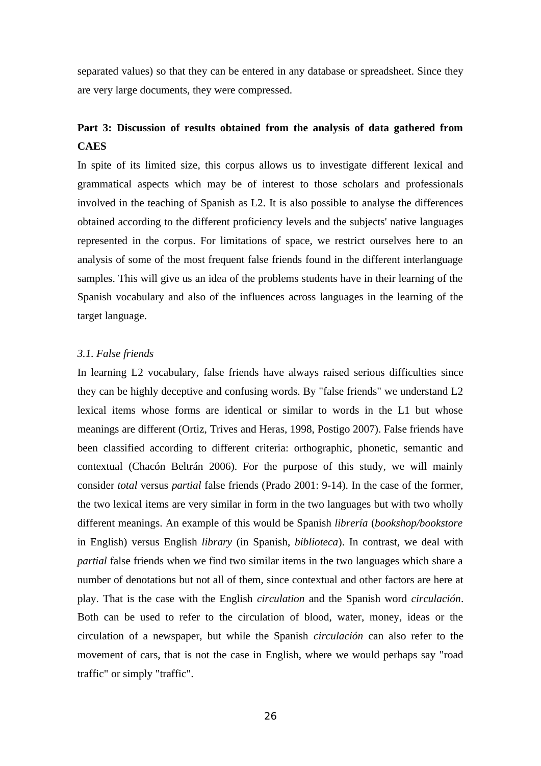separated values) so that they can be entered in any database or spreadsheet. Since they are very large documents, they were compressed.

## Part 3: Discussion of results obtained from the analysis of data gathered from CAES

In spite of its limited size, this corpus allows us to investigate different lexical and grammatical aspects which may be of interest to those scholars and professionals involved in the teaching of Spanish as L2. It is also possible to analyse the differences obtained according to the different proficiency levels and the subjects' native languages represented in the corpus. For limitations of space, we restrict ourselves here to an analysis of some of the most frequent false friends found in the different interlanguage samples. This will give us an idea of the problems students have in their learning of the Spanish vocabulary and also of the influences across languages in the learning of the target language.

### *3.1. False friends*

In learning L2 vocabulary, false friends have always raised serious difficulties since they can be highly deceptive and confusing words. By "false friends" we understand L2 lexical items whose forms are identical or similar to words in the L1 but whose meanings are different (Ortiz, Trives and Heras, 1998, Postigo 2007). False friends have been classified according to different criteria: orthographic, phonetic, semantic and contextual (Chacón Beltrán 2006). For the purpose of this study, we will mainly consider *total* versus *partial* false friends (Prado 2001: 9-14). In the case of the former, the two lexical items are very similar in form in the two languages but with two wholly different meanings. An example of this would be Spanish *librería* (*bookshop/bookstore* in English) versus English *library* (in Spanish, *biblioteca*). In contrast, we deal with *partial* false friends when we find two similar items in the two languages which share a number of denotations but not all of them, since contextual and other factors are here at play. That is the case with the English *circulation* and the Spanish word *circulación*. Both can be used to refer to the circulation of blood, water, money, ideas or the circulation of a newspaper, but while the Spanish *circulación* can also refer to the movement of cars, that is not the case in English, where we would perhaps say "road traffic" or simply "traffic".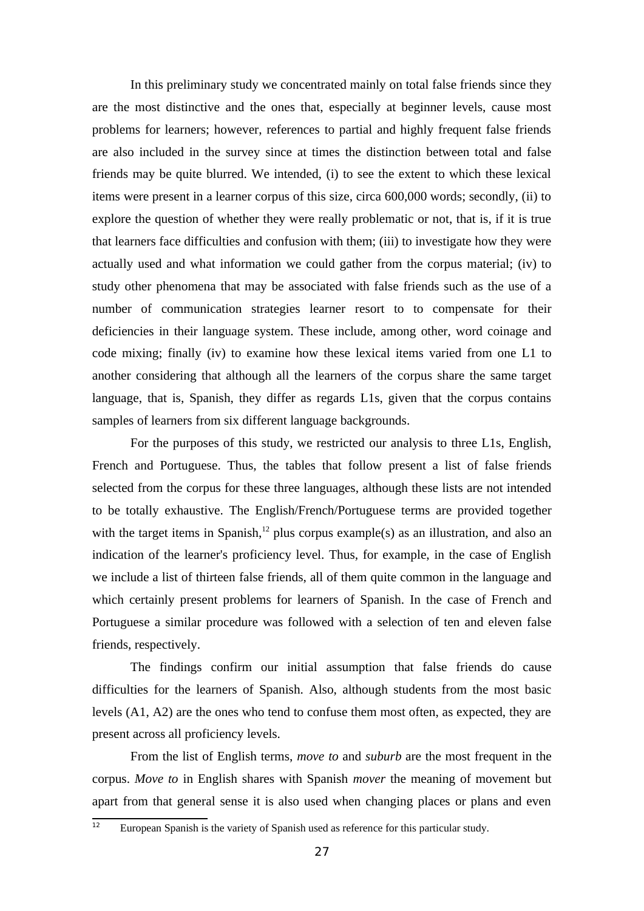In this preliminary study we concentrated mainly on total false friends since they are the most distinctive and the ones that, especially at beginner levels, cause most problems for learners; however, references to partial and highly frequent false friends are also included in the survey since at times the distinction between total and false friends may be quite blurred. We intended, (i) to see the extent to which these lexical items were present in a learner corpus of this size, circa 600,000 words; secondly, (ii) to explore the question of whether they were really problematic or not, that is, if it is true that learners face difficulties and confusion with them; (iii) to investigate how they were actually used and what information we could gather from the corpus material; (iv) to study other phenomena that may be associated with false friends such as the use of a number of communication strategies learner resort to to compensate for their deficiencies in their language system. These include, among other, word coinage and code mixing; finally (iv) to examine how these lexical items varied from one L1 to another considering that although all the learners of the corpus share the same target language, that is, Spanish, they differ as regards L1s, given that the corpus contains samples of learners from six different language backgrounds.

For the purposes of this study, we restricted our analysis to three L1s, English, French and Portuguese. Thus, the tables that follow present a list of false friends selected from the corpus for these three languages, although these lists are not intended to be totally exhaustive. The English/French/Portuguese terms are provided together with the target items in Spanish,[12] plus corpus example(s) as an illustration, and also an indication of the learner's proficiency level. Thus, for example, in the case of English we include a list of thirteen false friends, all of them quite common in the language and which certainly present problems for learners of Spanish. In the case of French and Portuguese a similar procedure was followed with a selection of ten and eleven false friends, respectively.

The findings confirm our initial assumption that false friends do cause difficulties for the learners of Spanish. Also, although students from the most basic levels (A1, A2) are the ones who tend to confuse them most often, as expected, they are present across all proficiency levels.

From the list of English terms, *move to* and *suburb* are the most frequent in the corpus. *Move to* in English shares with Spanish *mover* the meaning of movement but apart from that general sense it is also used when changing places or plans and even

[12] European Spanish is the variety of Spanish used as reference for this particular study.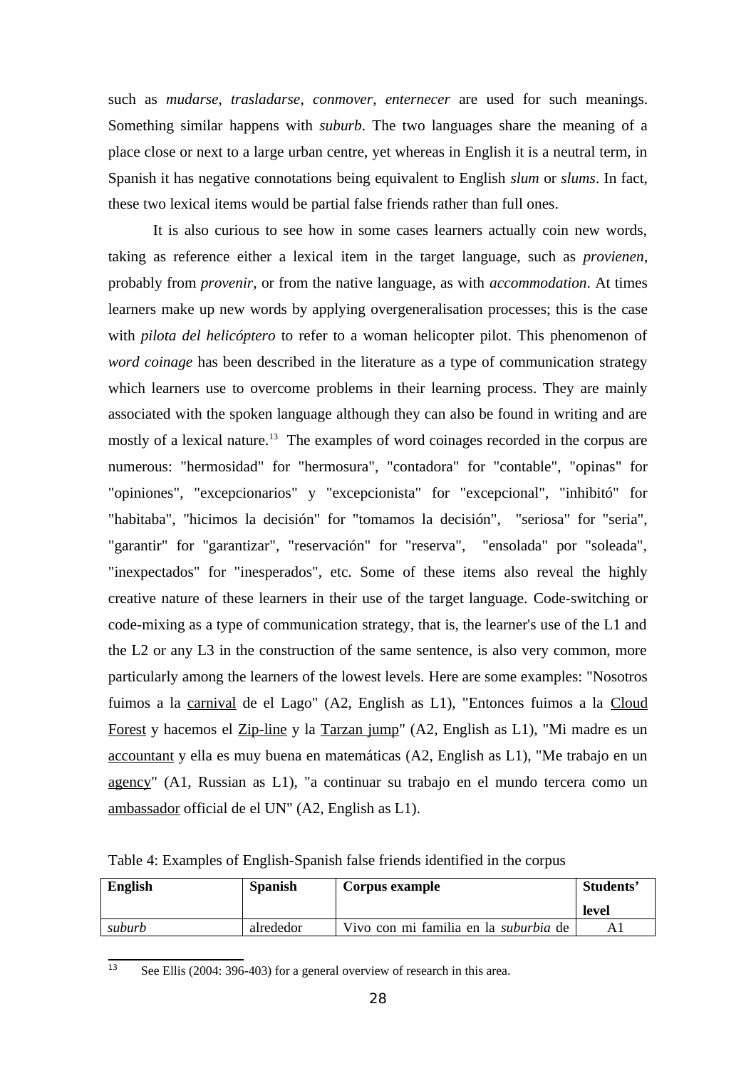such as *mudarse*, *trasladarse*, *conmover*, *enternecer* are used for such meanings. Something similar happens with *suburb*. The two languages share the meaning of a place close or next to a large urban centre, yet whereas in English it is a neutral term, in Spanish it has negative connotations being equivalent to English *slum* or *slums*. In fact, these two lexical items would be partial false friends rather than full ones.

It is also curious to see how in some cases learners actually coin new words, taking as reference either a lexical item in the target language, such as *provienen*, probably from *provenir*, or from the native language, as with *accommodation*. At times learners make up new words by applying overgeneralisation processes; this is the case with *pilota del helicóptero* to refer to a woman helicopter pilot. This phenomenon of *word coinage* has been described in the literature as a type of communication strategy which learners use to overcome problems in their learning process. They are mainly associated with the spoken language although they can also be found in writing and are mostly of a lexical nature.[13] The examples of word coinages recorded in the corpus are numerous: "hermosidad" for "hermosura", "contadora" for "contable", "opinas" for "opiniones", "excepcionarios" y "excepcionista" for "excepcional", "inhibitó" for "habitaba", "hicimos la decisión" for "tomamos la decisión", "seriosa" for "seria", "garantir" for "garantizar", "reservación" for "reserva", "ensolada" por "soleada", "inexpectados" for "inesperados", etc. Some of these items also reveal the highly creative nature of these learners in their use of the target language. Code-switching or code-mixing as a type of communication strategy, that is, the learner's use of the L1 and the L2 or any L3 in the construction of the same sentence, is also very common, more particularly among the learners of the lowest levels. Here are some examples: "Nosotros fuimos a la <u>carnival</u> de el Lago" (A2, English as L1), "Entonces fuimos a la <u>Cloud Forest</u> y hacemos el <u>Zip-line</u> y la <u>Tarzan jump</u>" (A2, English as L1), "Mi madre es un <u>accountant</u> y ella es muy buena en matemáticas (A2, English as L1), "Me trabajo en un <u>agency</u>" (A1, Russian as L1), "a continuar su trabajo en el mundo tercera como un <u>ambassador</u> official de el UN" (A2, English as L1).

Table 4: Examples of English-Spanish false friends identified in the corpus

| English | Spanish | Corpus example | Students' level |
|---|---|---|---|
| *suburb* | alrededor | Vivo con mi familia en la *suburbia* de | A1 |

[13] See Ellis (2004: 396-403) for a general overview of research in this area.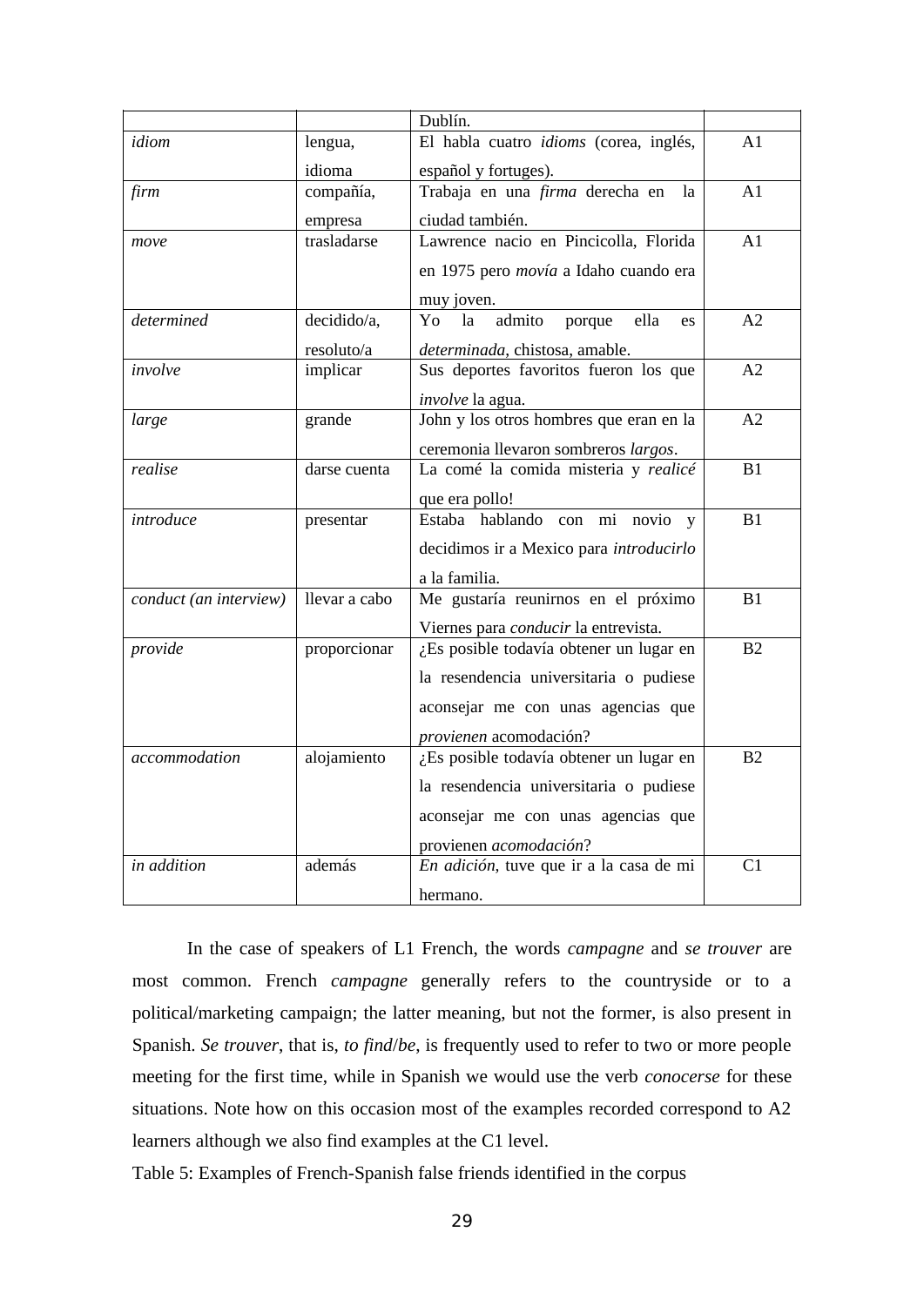| | | Dublín. | |
|---|---|---|---|
| *idiom* | lengua, idioma | El habla cuatro *idioms* (corea, inglés, español y fortuges). | A1 |
| *firm* | compañía, empresa | Trabaja en una *firma* derecha en la ciudad también. | A1 |
| *move* | trasladarse | Lawrence nacio en Pincicolla, Florida en 1975 pero *movía* a Idaho cuando era muy joven. | A1 |
| *determined* | decidido/a, resoluto/a | Yo la admito porque ella es *determinada*, chistosa, amable. | A2 |
| *involve* | implicar | Sus deportes favoritos fueron los que *involve* la agua. | A2 |
| *large* | grande | John y los otros hombres que eran en la ceremonia llevaron sombreros *largos*. | A2 |
| *realise* | darse cuenta | La comé la comida misteria y *realicé* que era pollo! | B1 |
| *introduce* | presentar | Estaba hablando con mi novio y decidimos ir a Mexico para *introducirlo* a la familia. | B1 |
| *conduct (an interview)* | llevar a cabo | Me gustaría reunirnos en el próximo Viernes para *conducir* la entrevista. | B1 |
| *provide* | proporcionar | ¿Es posible todavía obtener un lugar en la resendencia universitaria o pudiese aconsejar me con unas agencias que *provienen* acomodación? | B2 |
| *accommodation* | alojamiento | ¿Es posible todavía obtener un lugar en la resendencia universitaria o pudiese aconsejar me con unas agencias que provienen *acomodación*? | B2 |
| *in addition* | además | *En adición*, tuve que ir a la casa de mi hermano. | C1 |

In the case of speakers of L1 French, the words *campagne* and *se trouver* are most common. French *campagne* generally refers to the countryside or to a political/marketing campaign; the latter meaning, but not the former, is also present in Spanish. *Se trouver*, that is, *to find*/*be*, is frequently used to refer to two or more people meeting for the first time, while in Spanish we would use the verb *conocerse* for these situations. Note how on this occasion most of the examples recorded correspond to A2 learners although we also find examples at the C1 level.

Table 5: Examples of French-Spanish false friends identified in the corpus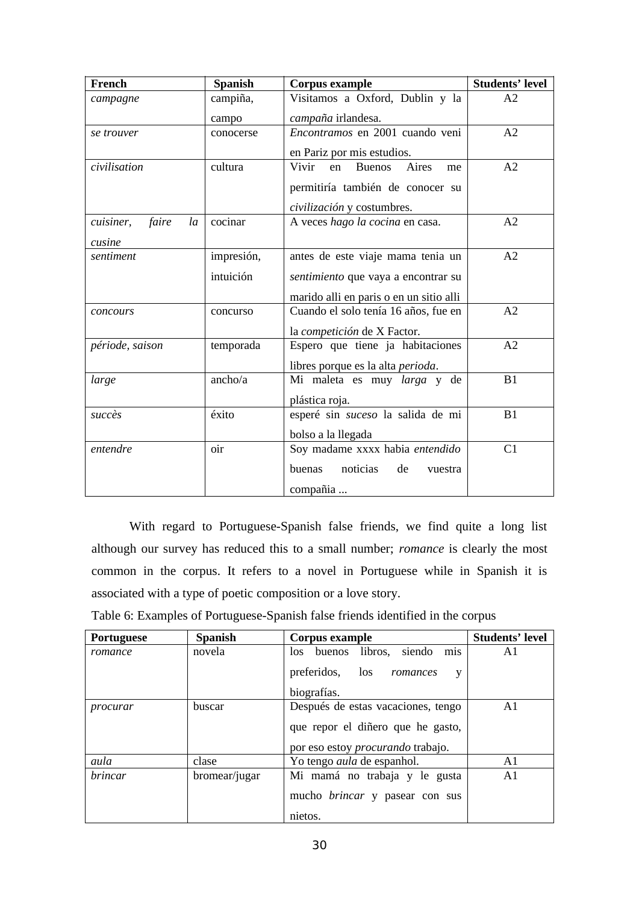| French | Spanish | Corpus example | Students' level |
| --- | --- | --- | --- |
| *campagne* | campiña, campo | Visitamos a Oxford, Dublin y la *campaña* irlandesa. | A2 |
| *se trouver* | conocerse | *Encontramos* en 2001 cuando veni en Pariz por mis estudios. | A2 |
| *civilisation* | cultura | Vivir en Buenos Aires me permitiría también de conocer su *civilización* y costumbres. | A2 |
| *cuisiner, faire la cusine* | cocinar | A veces *hago la cocina* en casa. | A2 |
| *sentiment* | impresión, intuición | antes de este viaje mama tenia un *sentimiento* que vaya a encontrar su marido alli en paris o en un sitio alli | A2 |
| *concours* | concurso | Cuando el solo tenía 16 años, fue en la *competición* de X Factor. | A2 |
| *période, saison* | temporada | Espero que tiene ja habitaciones libres porque es la alta *perioda*. | A2 |
| *large* | ancho/a | Mi maleta es muy *larga* y de plástica roja. | B1 |
| *succès* | éxito | esperé sin *suceso* la salida de mi bolso a la llegada | B1 |
| *entendre* | oir | Soy madame xxxx habia *entendido* buenas noticias de vuestra compañia ... | C1 |

With regard to Portuguese-Spanish false friends, we find quite a long list although our survey has reduced this to a small number; *romance* is clearly the most common in the corpus. It refers to a novel in Portuguese while in Spanish it is associated with a type of poetic composition or a love story.

Table 6: Examples of Portuguese-Spanish false friends identified in the corpus

| Portuguese | Spanish | Corpus example | Students' level |
| --- | --- | --- | --- |
| *romance* | novela | los buenos libros, siendo mis preferidos, los *romances* y biografías. | A1 |
| *procurar* | buscar | Después de estas vacaciones, tengo que repor el diñero que he gasto, por eso estoy *procurando* trabajo. | A1 |
| *aula* | clase | Yo tengo *aula* de espanhol. | A1 |
| *brincar* | bromear/jugar | Mi mamá no trabaja y le gusta mucho *brincar* y pasear con sus nietos. | A1 |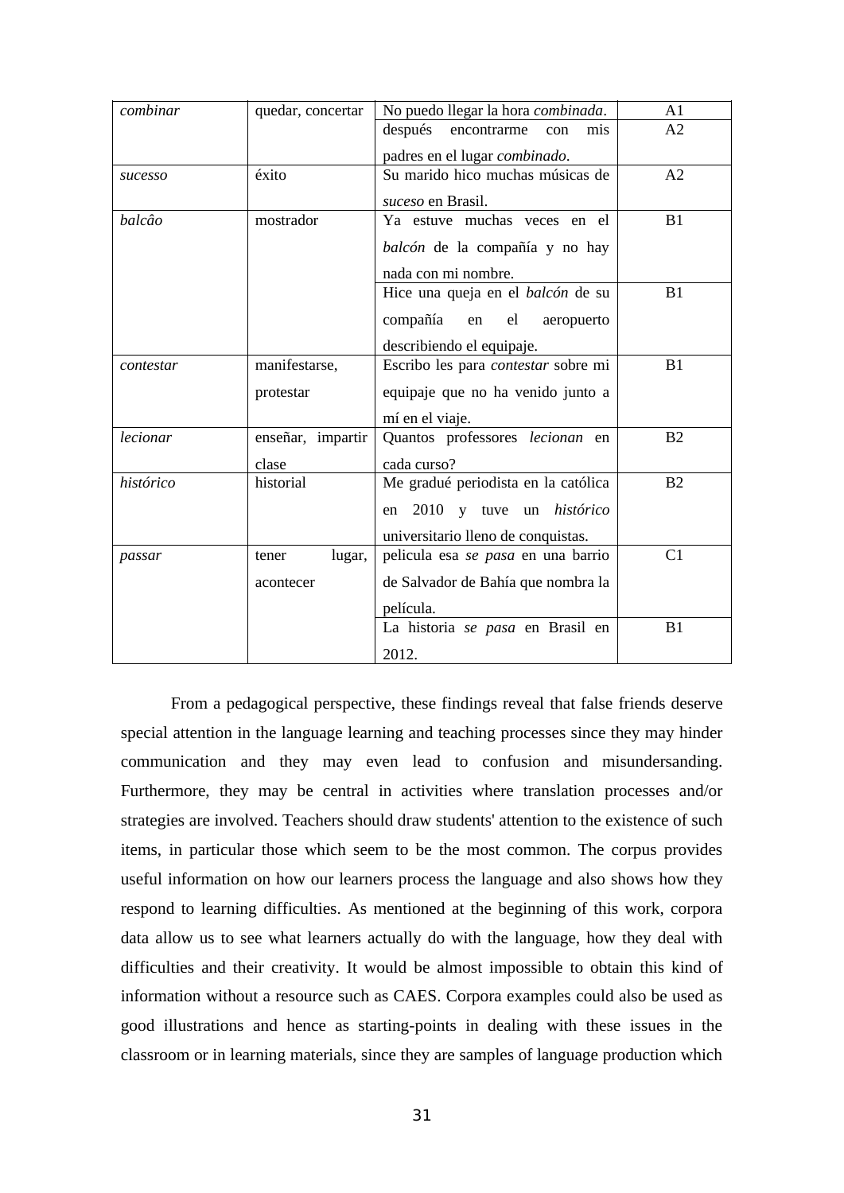| | | | |
|---|---|---|---|
| *combinar* | quedar, concertar | No puedo llegar la hora *combinada*. | A1 |
| | | después encontrarme con mis padres en el lugar *combinado*. | A2 |
| *sucesso* | éxito | Su marido hico muchas músicas de *suceso* en Brasil. | A2 |
| *balcâo* | mostrador | Ya estuve muchas veces en el *balcón* de la compañía y no hay nada con mi nombre. | B1 |
| | | Hice una queja en el *balcón* de su compañía en el aeropuerto describiendo el equipaje. | B1 |
| *contestar* | manifestarse, protestar | Escribo les para *contestar* sobre mi equipaje que no ha venido junto a mí en el viaje. | B1 |
| *lecionar* | enseñar, impartir clase | Quantos professores *lecionan* en cada curso? | B2 |
| *histórico* | historial | Me gradué periodista en la católica en 2010 y tuve un *histórico* universitario lleno de conquistas. | B2 |
| *passar* | tener lugar, acontecer | pelicula esa *se pasa* en una barrio de Salvador de Bahía que nombra la película. | C1 |
| | | La historia *se pasa* en Brasil en 2012. | B1 |

From a pedagogical perspective, these findings reveal that false friends deserve special attention in the language learning and teaching processes since they may hinder communication and they may even lead to confusion and misundersanding. Furthermore, they may be central in activities where translation processes and/or strategies are involved. Teachers should draw students' attention to the existence of such items, in particular those which seem to be the most common. The corpus provides useful information on how our learners process the language and also shows how they respond to learning difficulties. As mentioned at the beginning of this work, corpora data allow us to see what learners actually do with the language, how they deal with difficulties and their creativity. It would be almost impossible to obtain this kind of information without a resource such as CAES. Corpora examples could also be used as good illustrations and hence as starting-points in dealing with these issues in the classroom or in learning materials, since they are samples of language production which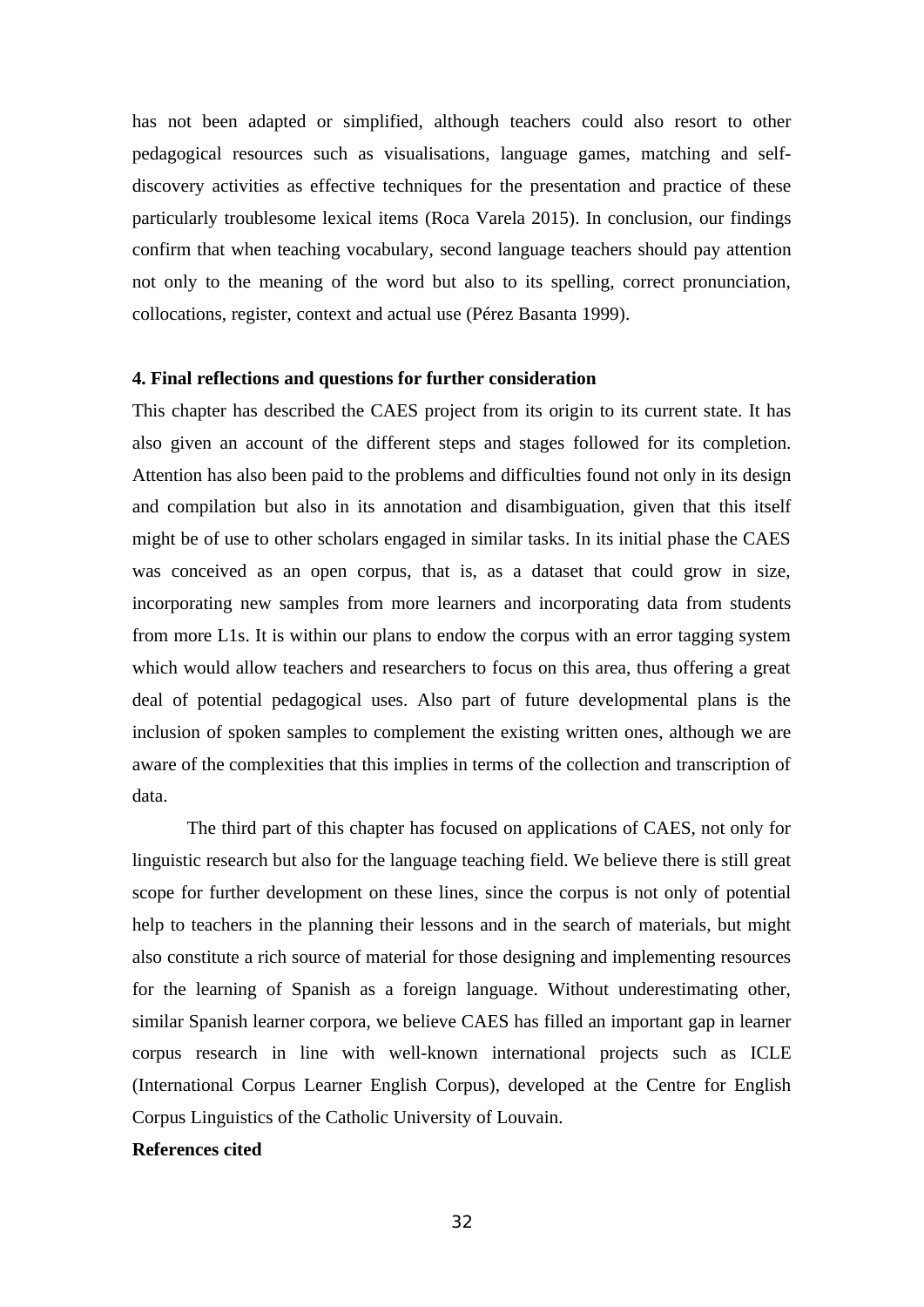has not been adapted or simplified, although teachers could also resort to other pedagogical resources such as visualisations, language games, matching and self-discovery activities as effective techniques for the presentation and practice of these particularly troublesome lexical items (Roca Varela 2015). In conclusion, our findings confirm that when teaching vocabulary, second language teachers should pay attention not only to the meaning of the word but also to its spelling, correct pronunciation, collocations, register, context and actual use (Pérez Basanta 1999).

## 4. Final reflections and questions for further consideration

This chapter has described the CAES project from its origin to its current state. It has also given an account of the different steps and stages followed for its completion. Attention has also been paid to the problems and difficulties found not only in its design and compilation but also in its annotation and disambiguation, given that this itself might be of use to other scholars engaged in similar tasks. In its initial phase the CAES was conceived as an open corpus, that is, as a dataset that could grow in size, incorporating new samples from more learners and incorporating data from students from more L1s. It is within our plans to endow the corpus with an error tagging system which would allow teachers and researchers to focus on this area, thus offering a great deal of potential pedagogical uses. Also part of future developmental plans is the inclusion of spoken samples to complement the existing written ones, although we are aware of the complexities that this implies in terms of the collection and transcription of data.

The third part of this chapter has focused on applications of CAES, not only for linguistic research but also for the language teaching field. We believe there is still great scope for further development on these lines, since the corpus is not only of potential help to teachers in the planning their lessons and in the search of materials, but might also constitute a rich source of material for those designing and implementing resources for the learning of Spanish as a foreign language. Without underestimating other, similar Spanish learner corpora, we believe CAES has filled an important gap in learner corpus research in line with well-known international projects such as ICLE (International Corpus Learner English Corpus), developed at the Centre for English Corpus Linguistics of the Catholic University of Louvain.

**References cited**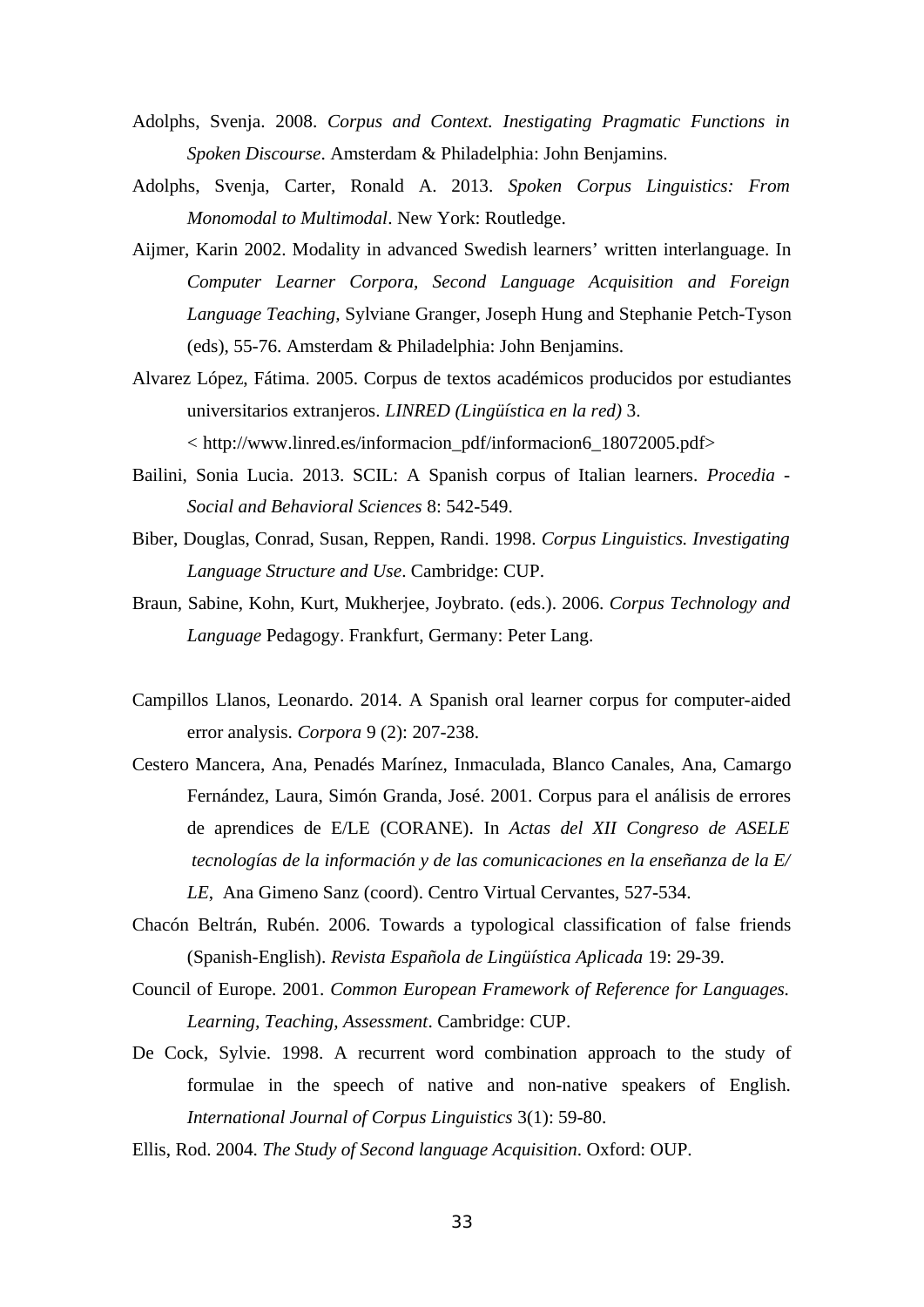Adolphs, Svenja. 2008. *Corpus and Context. Inestigating Pragmatic Functions in Spoken Discourse*. Amsterdam & Philadelphia: John Benjamins.

Adolphs, Svenja, Carter, Ronald A. 2013. *Spoken Corpus Linguistics: From Monomodal to Multimodal*. New York: Routledge.

Aijmer, Karin 2002. Modality in advanced Swedish learners' written interlanguage. In *Computer Learner Corpora, Second Language Acquisition and Foreign Language Teaching,* Sylviane Granger, Joseph Hung and Stephanie Petch-Tyson (eds), 55-76. Amsterdam & Philadelphia: John Benjamins.

Alvarez López, Fátima. 2005. Corpus de textos académicos producidos por estudiantes universitarios extranjeros. *LINRED (Lingüística en la red)* 3. < http://www.linred.es/informacion_pdf/informacion6_18072005.pdf>

Bailini, Sonia Lucia. 2013. SCIL: A Spanish corpus of Italian learners. *Procedia - Social and Behavioral Sciences* 8: 542-549.

Biber, Douglas, Conrad, Susan, Reppen, Randi. 1998. *Corpus Linguistics. Investigating Language Structure and Use*. Cambridge: CUP.

Braun, Sabine, Kohn, Kurt, Mukherjee, Joybrato. (eds.). 2006. *Corpus Technology and Language* Pedagogy. Frankfurt, Germany: Peter Lang.

Campillos Llanos, Leonardo. 2014. A Spanish oral learner corpus for computer-aided error analysis. *Corpora* 9 (2): 207-238.

Cestero Mancera, Ana, Penadés Marínez, Inmaculada, Blanco Canales, Ana, Camargo Fernández, Laura, Simón Granda, José. 2001. Corpus para el análisis de errores de aprendices de E/LE (CORANE). In *Actas del XII Congreso de ASELE tecnologías de la información y de las comunicaciones en la enseñanza de la E/LE*, Ana Gimeno Sanz (coord). Centro Virtual Cervantes, 527-534.

Chacón Beltrán, Rubén. 2006. Towards a typological classification of false friends (Spanish-English). *Revista Española de Lingüística Aplicada* 19: 29-39.

Council of Europe. 2001. *Common European Framework of Reference for Languages. Learning, Teaching, Assessment*. Cambridge: CUP.

De Cock, Sylvie. 1998. A recurrent word combination approach to the study of formulae in the speech of native and non-native speakers of English. *International Journal of Corpus Linguistics* 3(1): 59-80.

Ellis, Rod. 2004. *The Study of Second language Acquisition*. Oxford: OUP.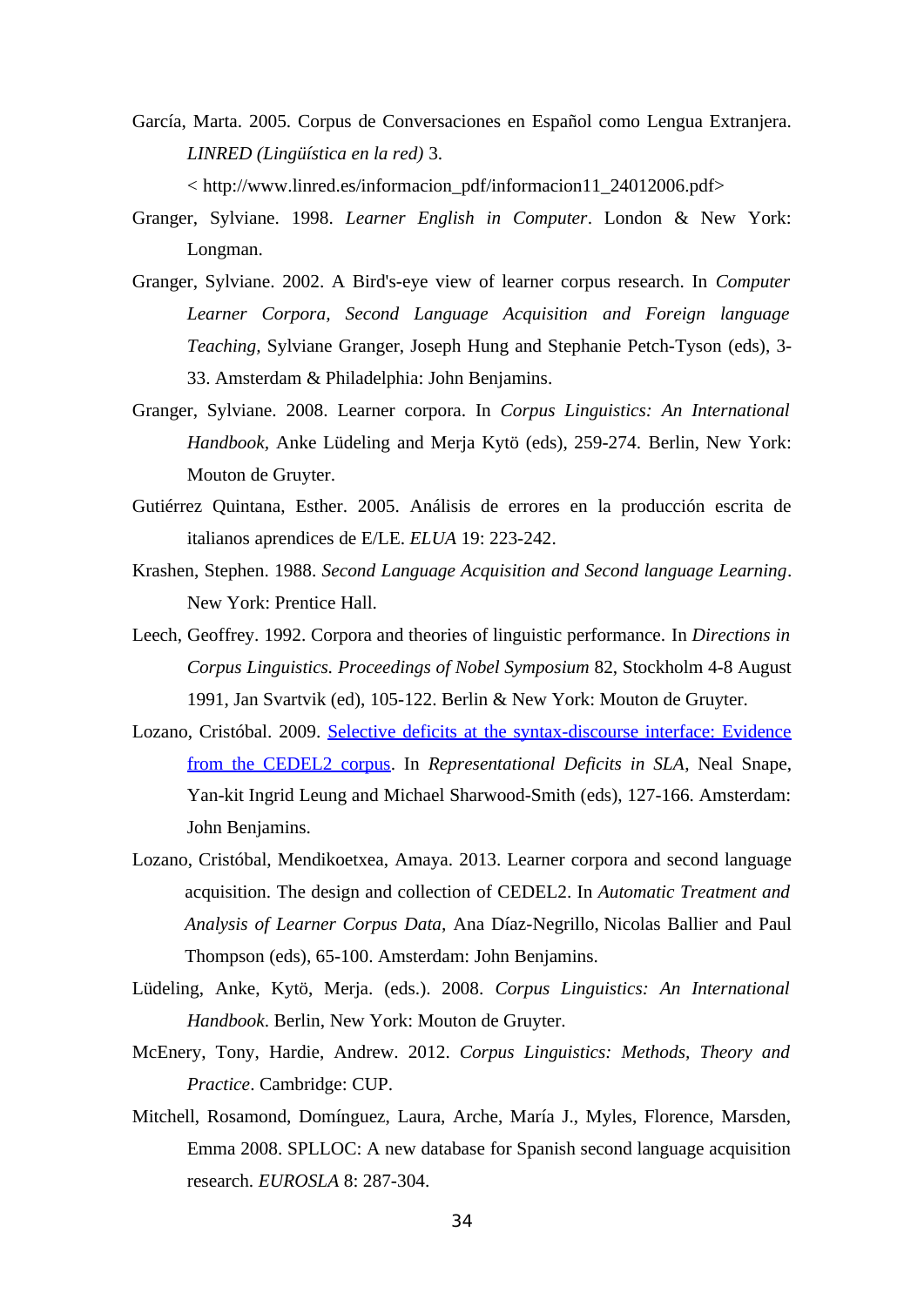García, Marta. 2005. Corpus de Conversaciones en Español como Lengua Extranjera. *LINRED (Lingüística en la red)* 3.

< http://www.linred.es/informacion_pdf/informacion11_24012006.pdf>

Granger, Sylviane. 1998. *Learner English in Computer*. London & New York: Longman.

Granger, Sylviane. 2002. A Bird's-eye view of learner corpus research. In *Computer Learner Corpora, Second Language Acquisition and Foreign language Teaching*, Sylviane Granger, Joseph Hung and Stephanie Petch-Tyson (eds), 3-33. Amsterdam & Philadelphia: John Benjamins.

Granger, Sylviane. 2008. Learner corpora. In *Corpus Linguistics: An International Handbook*, Anke Lüdeling and Merja Kytö (eds), 259-274. Berlin, New York: Mouton de Gruyter.

Gutiérrez Quintana, Esther. 2005. Análisis de errores en la producción escrita de italianos aprendices de E/LE. *ELUA* 19: 223-242.

Krashen, Stephen. 1988. *Second Language Acquisition and Second language Learning*. New York: Prentice Hall.

Leech, Geoffrey. 1992. Corpora and theories of linguistic performance. In *Directions in Corpus Linguistics. Proceedings of Nobel Symposium* 82, Stockholm 4-8 August 1991, Jan Svartvik (ed), 105-122. Berlin & New York: Mouton de Gruyter.

Lozano, Cristóbal. 2009. Selective deficits at the syntax-discourse interface: Evidence from the CEDEL2 corpus. In *Representational Deficits in SLA*, Neal Snape, Yan-kit Ingrid Leung and Michael Sharwood-Smith (eds), 127-166. Amsterdam: John Benjamins.

Lozano, Cristóbal, Mendikoetxea, Amaya. 2013. Learner corpora and second language acquisition. The design and collection of CEDEL2. In *Automatic Treatment and Analysis of Learner Corpus Data*, Ana Díaz-Negrillo, Nicolas Ballier and Paul Thompson (eds), 65-100. Amsterdam: John Benjamins.

Lüdeling, Anke, Kytö, Merja. (eds.). 2008. *Corpus Linguistics: An International Handbook*. Berlin, New York: Mouton de Gruyter.

McEnery, Tony, Hardie, Andrew. 2012. *Corpus Linguistics: Methods, Theory and Practice*. Cambridge: CUP.

Mitchell, Rosamond, Domínguez, Laura, Arche, María J., Myles, Florence, Marsden, Emma 2008. SPLLOC: A new database for Spanish second language acquisition research. *EUROSLA* 8: 287-304.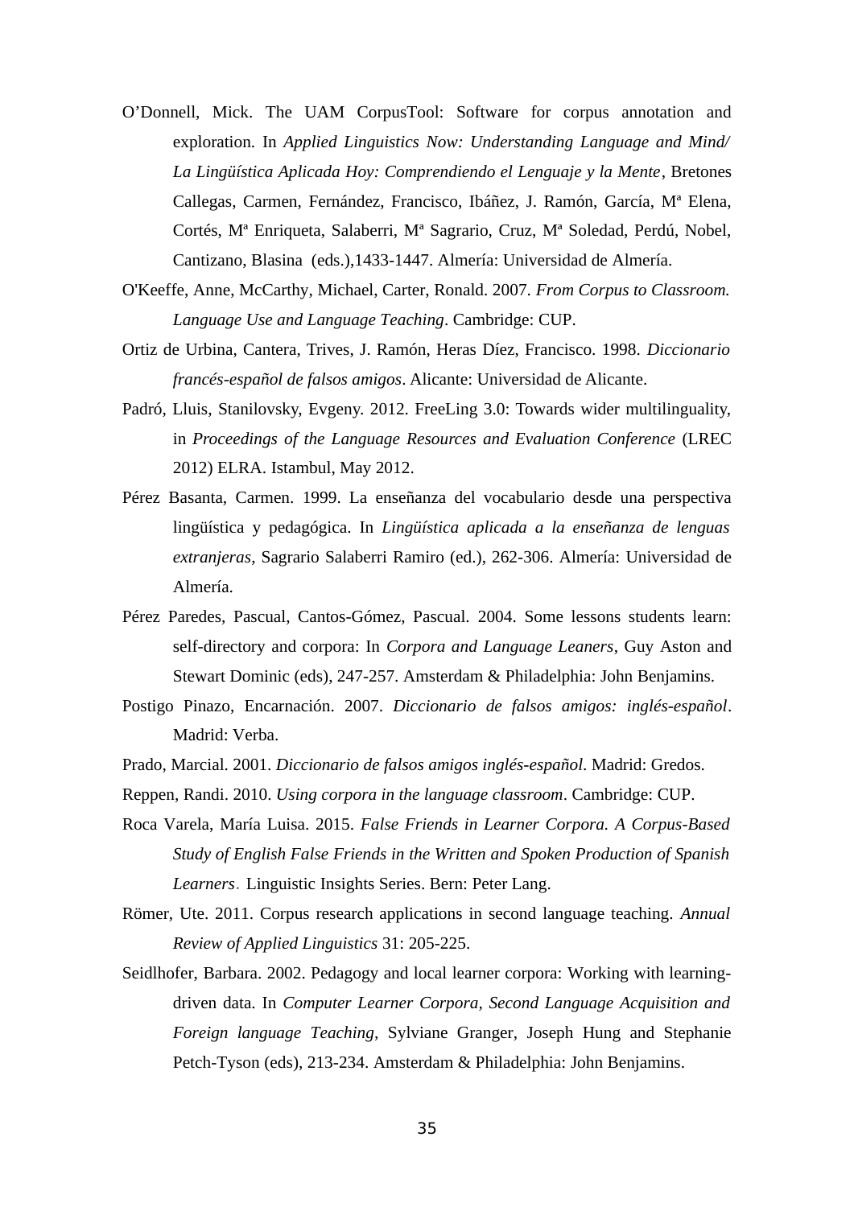O'Donnell, Mick. The UAM CorpusTool: Software for corpus annotation and exploration. In *Applied Linguistics Now: Understanding Language and Mind/ La Lingüística Aplicada Hoy: Comprendiendo el Lenguaje y la Mente*, Bretones Callegas, Carmen, Fernández, Francisco, Ibáñez, J. Ramón, García, Mª Elena, Cortés, Mª Enriqueta, Salaberri, Mª Sagrario, Cruz, Mª Soledad, Perdú, Nobel, Cantizano, Blasina (eds.),1433-1447. Almería: Universidad de Almería.

O'Keeffe, Anne, McCarthy, Michael, Carter, Ronald. 2007. *From Corpus to Classroom. Language Use and Language Teaching*. Cambridge: CUP.

Ortiz de Urbina, Cantera, Trives, J. Ramón, Heras Díez, Francisco. 1998. *Diccionario francés-español de falsos amigos*. Alicante: Universidad de Alicante.

Padró, Lluis, Stanilovsky, Evgeny. 2012. FreeLing 3.0: Towards wider multilinguality, in *Proceedings of the Language Resources and Evaluation Conference* (LREC 2012) ELRA. Istambul, May 2012.

Pérez Basanta, Carmen. 1999. La enseñanza del vocabulario desde una perspectiva lingüística y pedagógica. In *Lingüística aplicada a la enseñanza de lenguas extranjeras*, Sagrario Salaberri Ramiro (ed.), 262-306. Almería: Universidad de Almería.

Pérez Paredes, Pascual, Cantos-Gómez, Pascual. 2004. Some lessons students learn: self-directory and corpora: In *Corpora and Language Leaners*, Guy Aston and Stewart Dominic (eds), 247-257. Amsterdam & Philadelphia: John Benjamins.

Postigo Pinazo, Encarnación. 2007. *Diccionario de falsos amigos: inglés-español*. Madrid: Verba.

Prado, Marcial. 2001. *Diccionario de falsos amigos inglés-español*. Madrid: Gredos.

Reppen, Randi. 2010. *Using corpora in the language classroom*. Cambridge: CUP.

Roca Varela, María Luisa. 2015. *False Friends in Learner Corpora. A Corpus-Based Study of English False Friends in the Written and Spoken Production of Spanish Learners*. Linguistic Insights Series. Bern: Peter Lang.

Römer, Ute. 2011. Corpus research applications in second language teaching. *Annual Review of Applied Linguistics* 31: 205-225.

Seidlhofer, Barbara. 2002. Pedagogy and local learner corpora: Working with learning-driven data. In *Computer Learner Corpora, Second Language Acquisition and Foreign language Teaching*, Sylviane Granger, Joseph Hung and Stephanie Petch-Tyson (eds), 213-234. Amsterdam & Philadelphia: John Benjamins.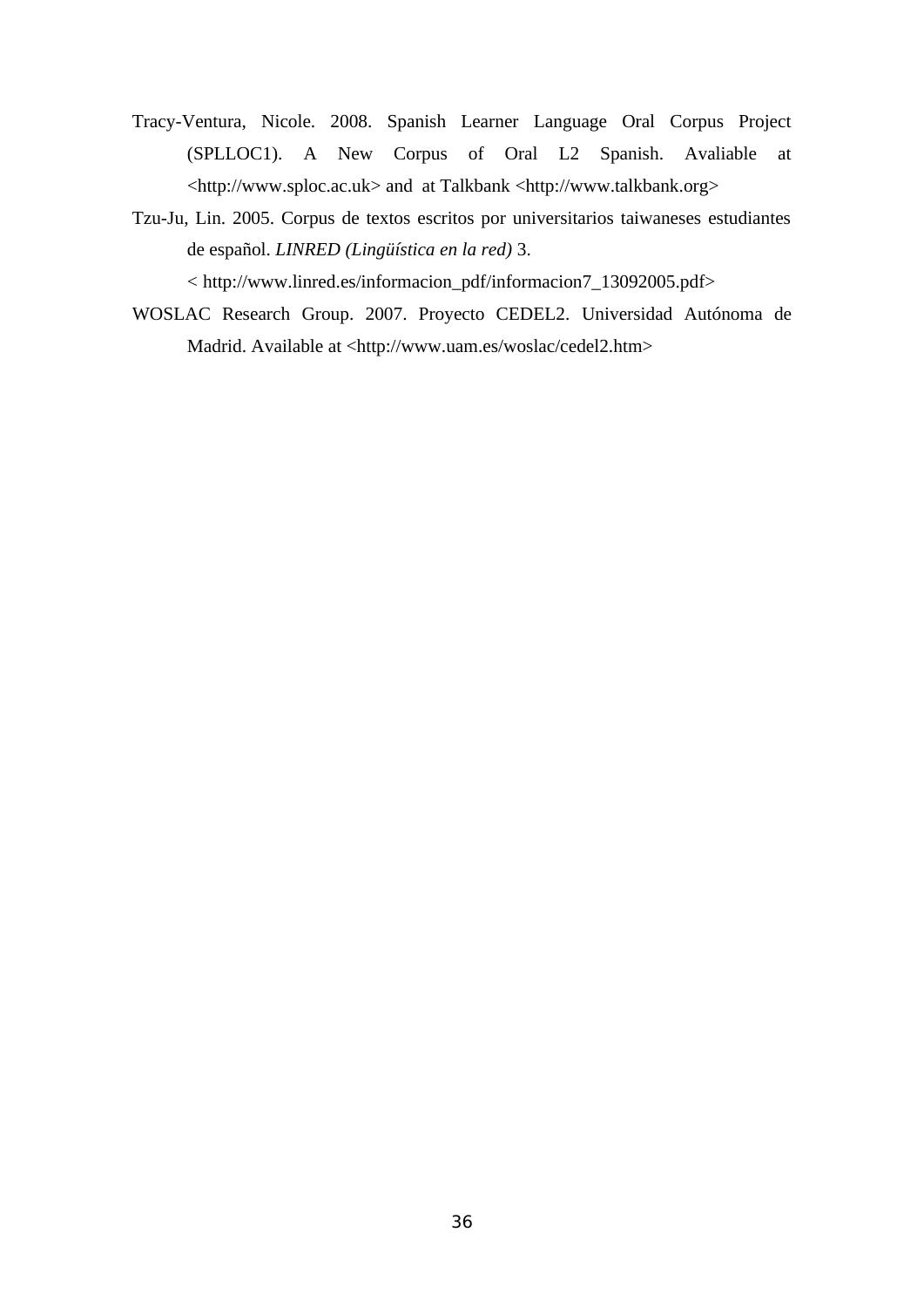Tracy-Ventura, Nicole. 2008. Spanish Learner Language Oral Corpus Project (SPLLOC1). A New Corpus of Oral L2 Spanish. Avaliable at <http://www.sploc.ac.uk> and at Talkbank <http://www.talkbank.org>

Tzu-Ju, Lin. 2005. Corpus de textos escritos por universitarios taiwaneses estudiantes de español. *LINRED (Lingüística en la red)* 3. < http://www.linred.es/informacion_pdf/informacion7_13092005.pdf>

WOSLAC Research Group. 2007. Proyecto CEDEL2. Universidad Autónoma de Madrid. Available at <http://www.uam.es/woslac/cedel2.htm>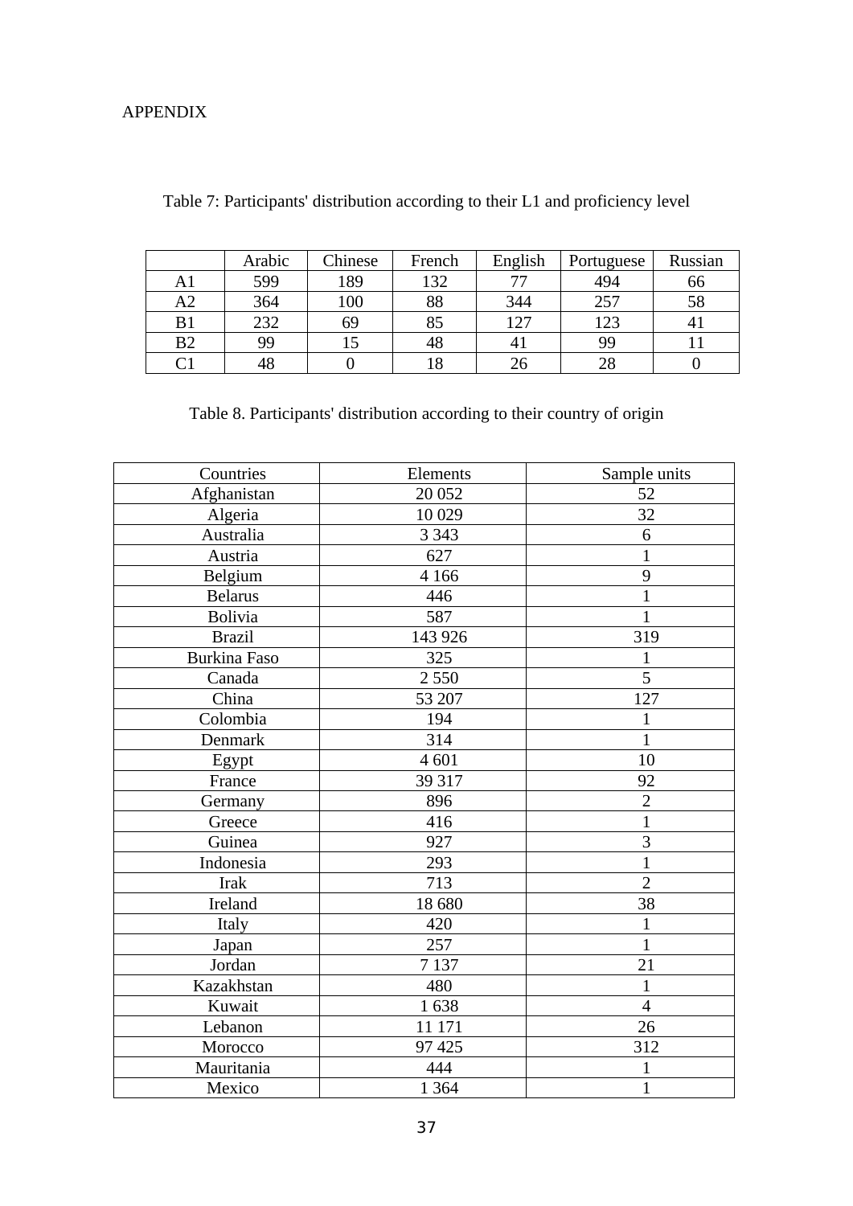APPENDIX

Table 7: Participants' distribution according to their L1 and proficiency level

| | Arabic | Chinese | French | English | Portuguese | Russian |
|---|---|---|---|---|---|---|
| A1 | 599 | 189 | 132 | 77 | 494 | 66 |
| A2 | 364 | 100 | 88 | 344 | 257 | 58 |
| B1 | 232 | 69 | 85 | 127 | 123 | 41 |
| B2 | 99 | 15 | 48 | 41 | 99 | 11 |
| C1 | 48 | 0 | 18 | 26 | 28 | 0 |

Table 8. Participants' distribution according to their country of origin

| Countries | Elements | Sample units |
|---|---|---|
| Afghanistan | 20 052 | 52 |
| Algeria | 10 029 | 32 |
| Australia | 3 343 | 6 |
| Austria | 627 | 1 |
| Belgium | 4 166 | 9 |
| Belarus | 446 | 1 |
| Bolivia | 587 | 1 |
| Brazil | 143 926 | 319 |
| Burkina Faso | 325 | 1 |
| Canada | 2 550 | 5 |
| China | 53 207 | 127 |
| Colombia | 194 | 1 |
| Denmark | 314 | 1 |
| Egypt | 4 601 | 10 |
| France | 39 317 | 92 |
| Germany | 896 | 2 |
| Greece | 416 | 1 |
| Guinea | 927 | 3 |
| Indonesia | 293 | 1 |
| Irak | 713 | 2 |
| Ireland | 18 680 | 38 |
| Italy | 420 | 1 |
| Japan | 257 | 1 |
| Jordan | 7 137 | 21 |
| Kazakhstan | 480 | 1 |
| Kuwait | 1 638 | 4 |
| Lebanon | 11 171 | 26 |
| Morocco | 97 425 | 312 |
| Mauritania | 444 | 1 |
| Mexico | 1 364 | 1 |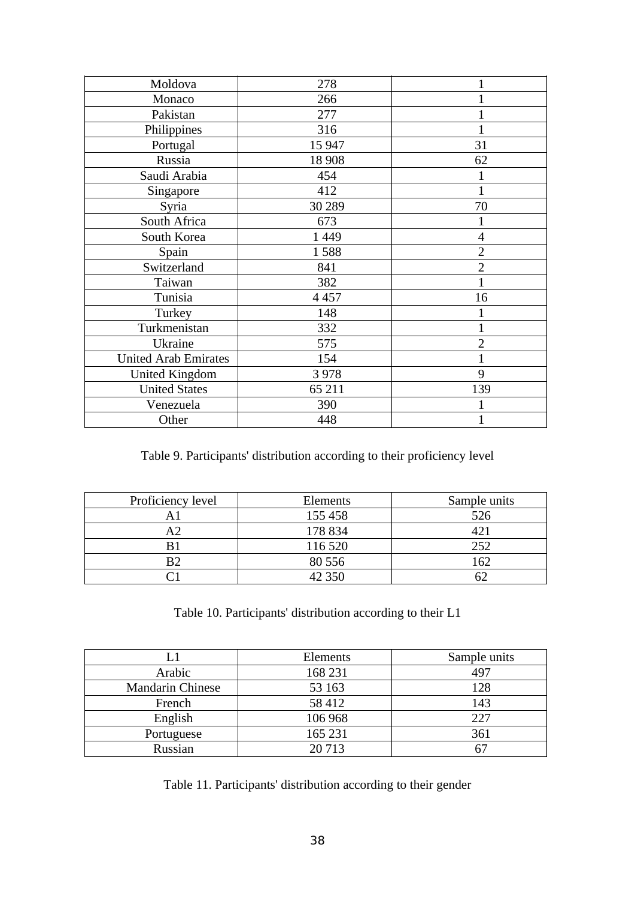| | | |
|---|---|---|
| Moldova | 278 | 1 |
| Monaco | 266 | 1 |
| Pakistan | 277 | 1 |
| Philippines | 316 | 1 |
| Portugal | 15 947 | 31 |
| Russia | 18 908 | 62 |
| Saudi Arabia | 454 | 1 |
| Singapore | 412 | 1 |
| Syria | 30 289 | 70 |
| South Africa | 673 | 1 |
| South Korea | 1 449 | 4 |
| Spain | 1 588 | 2 |
| Switzerland | 841 | 2 |
| Taiwan | 382 | 1 |
| Tunisia | 4 457 | 16 |
| Turkey | 148 | 1 |
| Turkmenistan | 332 | 1 |
| Ukraine | 575 | 2 |
| United Arab Emirates | 154 | 1 |
| United Kingdom | 3 978 | 9 |
| United States | 65 211 | 139 |
| Venezuela | 390 | 1 |
| Other | 448 | 1 |

Table 9. Participants' distribution according to their proficiency level

| Proficiency level | Elements | Sample units |
|---|---|---|
| A1 | 155 458 | 526 |
| A2 | 178 834 | 421 |
| B1 | 116 520 | 252 |
| B2 | 80 556 | 162 |
| C1 | 42 350 | 62 |

Table 10. Participants' distribution according to their L1

| L1 | Elements | Sample units |
|---|---|---|
| Arabic | 168 231 | 497 |
| Mandarin Chinese | 53 163 | 128 |
| French | 58 412 | 143 |
| English | 106 968 | 227 |
| Portuguese | 165 231 | 361 |
| Russian | 20 713 | 67 |

Table 11. Participants' distribution according to their gender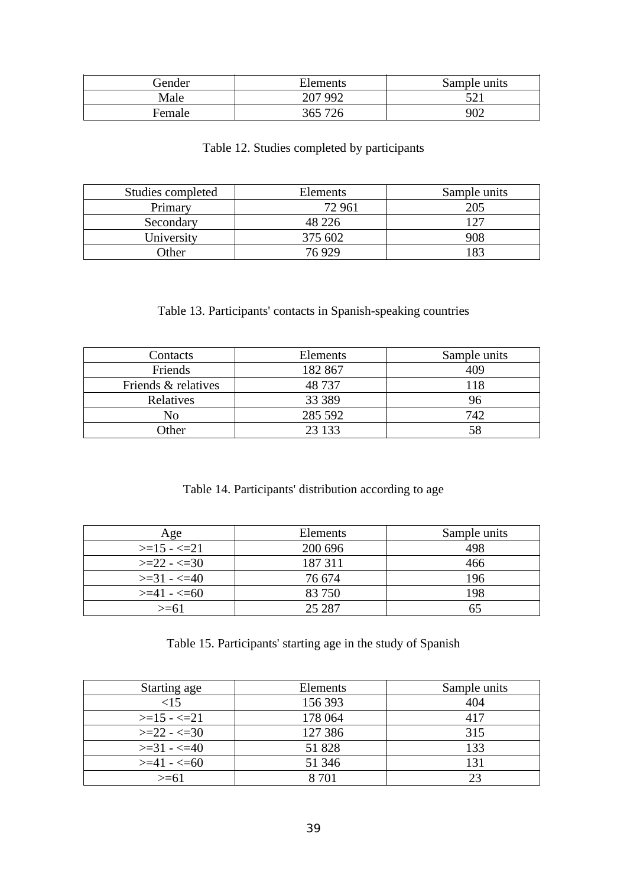| Gender | Elements | Sample units |
|---|---|---|
| Male | 207 992 | 521 |
| Female | 365 726 | 902 |

Table 12. Studies completed by participants

| Studies completed | Elements | Sample units |
|---|---|---|
| Primary | 72 961 | 205 |
| Secondary | 48 226 | 127 |
| University | 375 602 | 908 |
| Other | 76 929 | 183 |

Table 13. Participants' contacts in Spanish-speaking countries

| Contacts | Elements | Sample units |
|---|---|---|
| Friends | 182 867 | 409 |
| Friends & relatives | 48 737 | 118 |
| Relatives | 33 389 | 96 |
| No | 285 592 | 742 |
| Other | 23 133 | 58 |

Table 14. Participants' distribution according to age

| Age | Elements | Sample units |
|---|---|---|
| >=15 - <=21 | 200 696 | 498 |
| >=22 - <=30 | 187 311 | 466 |
| >=31 - <=40 | 76 674 | 196 |
| >=41 - <=60 | 83 750 | 198 |
| >=61 | 25 287 | 65 |

Table 15. Participants' starting age in the study of Spanish

| Starting age | Elements | Sample units |
|---|---|---|
| <15 | 156 393 | 404 |
| >=15 - <=21 | 178 064 | 417 |
| >=22 - <=30 | 127 386 | 315 |
| >=31 - <=40 | 51 828 | 133 |
| >=41 - <=60 | 51 346 | 131 |
| >=61 | 8 701 | 23 |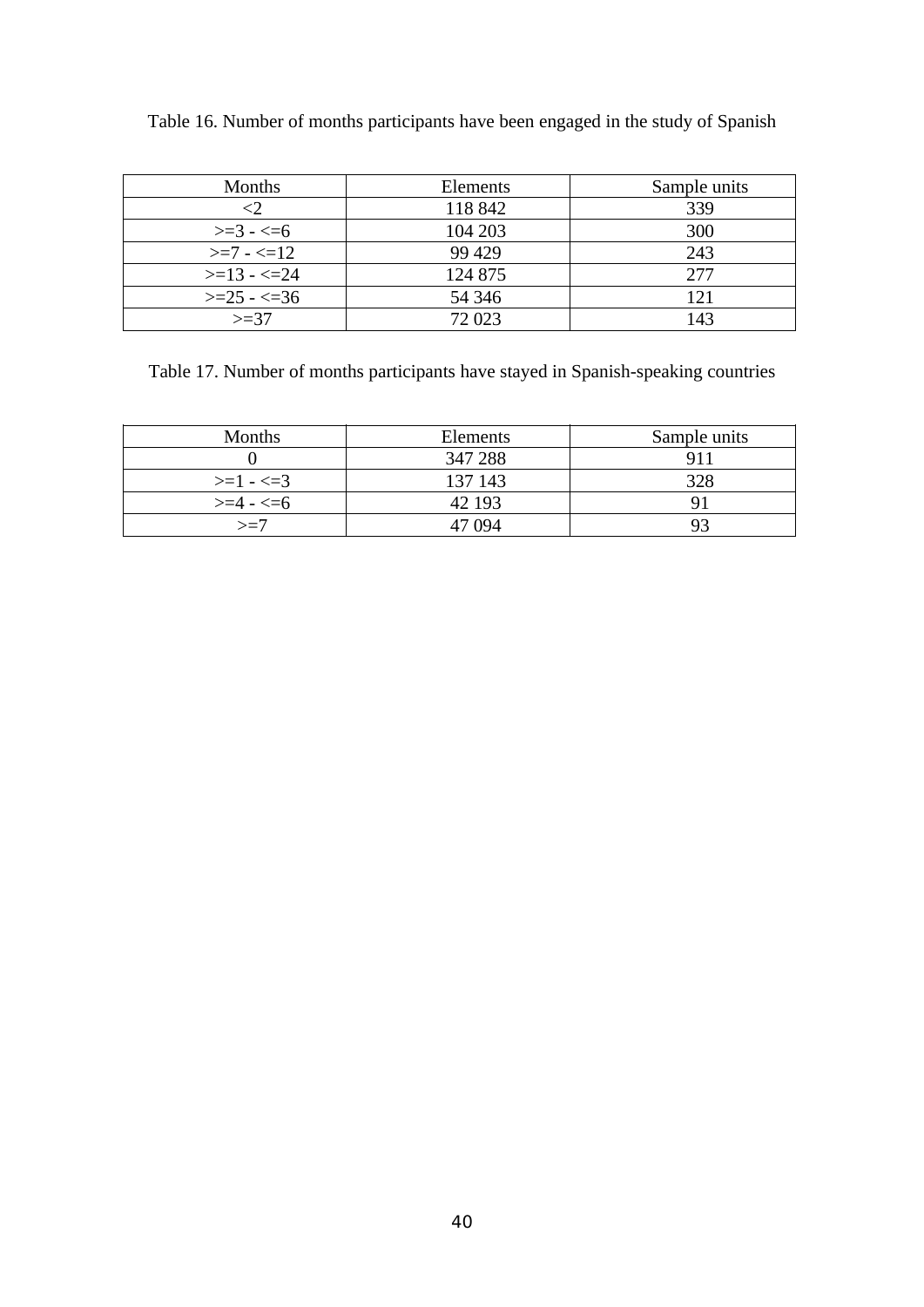Table 16. Number of months participants have been engaged in the study of Spanish

| Months | Elements | Sample units |
|---|---|---|
| <2 | 118 842 | 339 |
| >=3 - <=6 | 104 203 | 300 |
| >=7 - <=12 | 99 429 | 243 |
| >=13 - <=24 | 124 875 | 277 |
| >=25 - <=36 | 54 346 | 121 |
| >=37 | 72 023 | 143 |

Table 17. Number of months participants have stayed in Spanish-speaking countries

| Months | Elements | Sample units |
|---|---|---|
| 0 | 347 288 | 911 |
| >=1 - <=3 | 137 143 | 328 |
| >=4 - <=6 | 42 193 | 91 |
| >=7 | 47 094 | 93 |